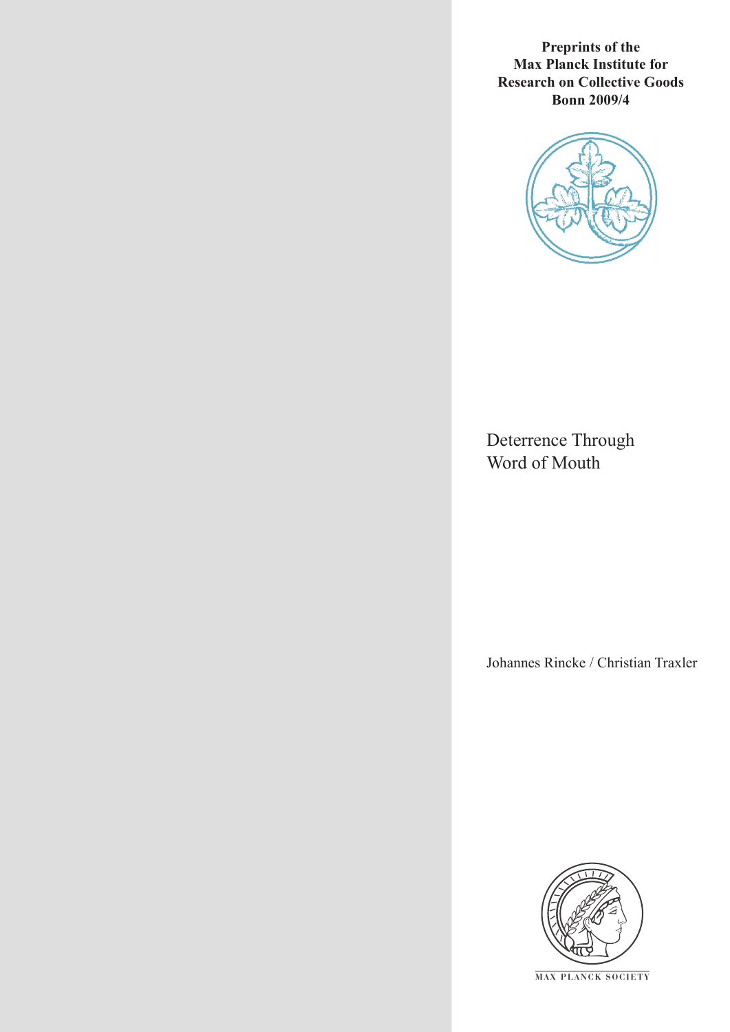**Preprints of the Max Planck Institute for Research on Collective Goods Bonn 2009/4**

# Deterrence Through Word of Mouth

Johannes Rincke / Christian Traxler

MAX PLANCK SOCIETY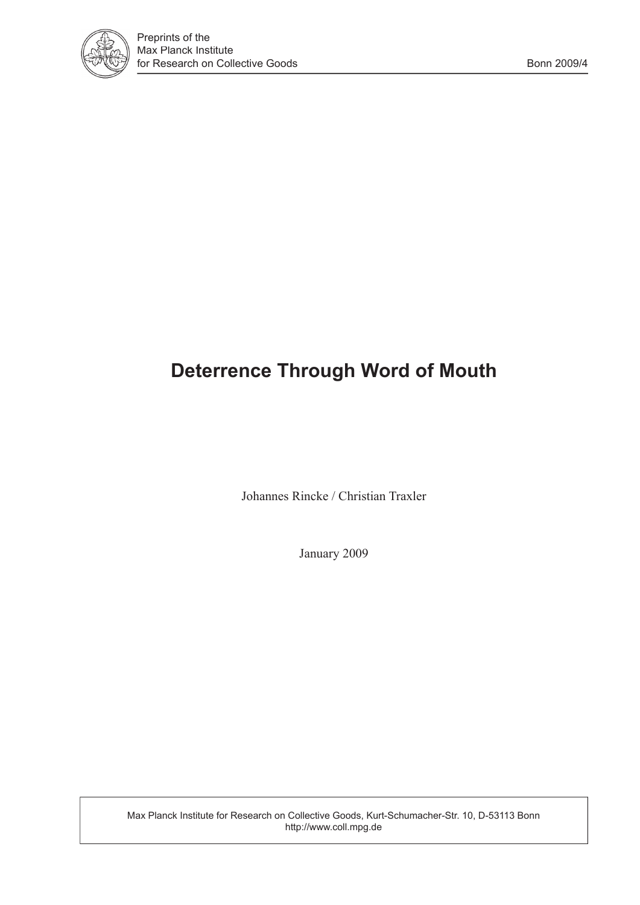# Deterrence Through Word of Mouth

Johannes Rincke / Christian Traxler

January 2009

Max Planck Institute for Research on Collective Goods, Kurt-Schumacher-Str. 10, D-53113 Bonn
http://www.coll.mpg.de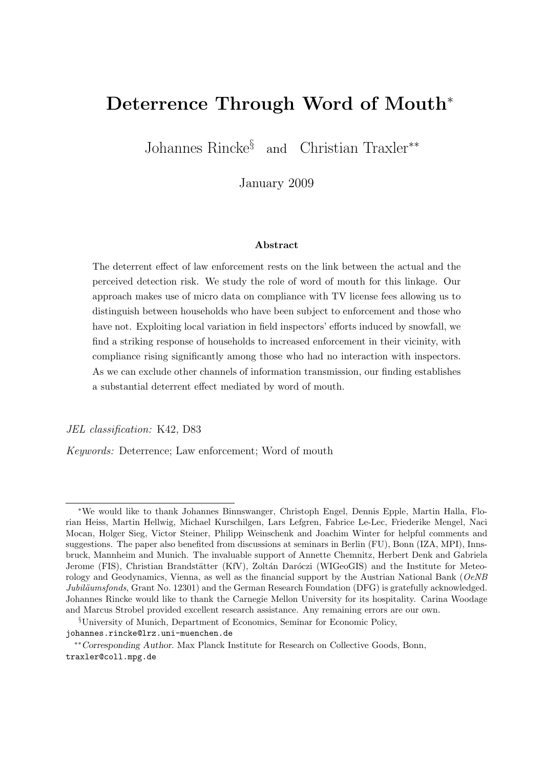# Deterrence Through Word of Mouth*

Johannes Rincke[§] and Christian Traxler[**]

January 2009

### Abstract

The deterrent effect of law enforcement rests on the link between the actual and the perceived detection risk. We study the role of word of mouth for this linkage. Our approach makes use of micro data on compliance with TV license fees allowing us to distinguish between households who have been subject to enforcement and those who have not. Exploiting local variation in field inspectors' efforts induced by snowfall, we find a striking response of households to increased enforcement in their vicinity, with compliance rising significantly among those who had no interaction with inspectors. As we can exclude other channels of information transmission, our finding establishes a substantial deterrent effect mediated by word of mouth.

*JEL classification:* K42, D83

*Keywords:* Deterrence; Law enforcement; Word of mouth

---

*We would like to thank Johannes Binnswanger, Christoph Engel, Dennis Epple, Martin Halla, Florian Heiss, Martin Hellwig, Michael Kurschilgen, Lars Lefgren, Fabrice Le-Lec, Friederike Mengel, Naci Mocan, Holger Sieg, Victor Steiner, Philipp Weinschenk and Joachim Winter for helpful comments and suggestions. The paper also benefited from discussions at seminars in Berlin (FU), Bonn (IZA, MPI), Innsbruck, Mannheim and Munich. The invaluable support of Annette Chemnitz, Herbert Denk and Gabriela Jerome (FIS), Christian Brandstätter (KfV), Zoltán Daróczi (WIGeoGIS) and the Institute for Meteorology and Geodynamics, Vienna, as well as the financial support by the Austrian National Bank (*OeNB Jubiläumsfonds*, Grant No. 12301) and the German Research Foundation (DFG) is gratefully acknowledged. Johannes Rincke would like to thank the Carnegie Mellon University for its hospitality. Carina Woodage and Marcus Strobel provided excellent research assistance. Any remaining errors are our own.

[§]University of Munich, Department of Economics, Seminar for Economic Policy, johannes.rincke@lrz.uni-muenchen.de

[**]*Corresponding Author*. Max Planck Institute for Research on Collective Goods, Bonn, traxler@coll.mpg.de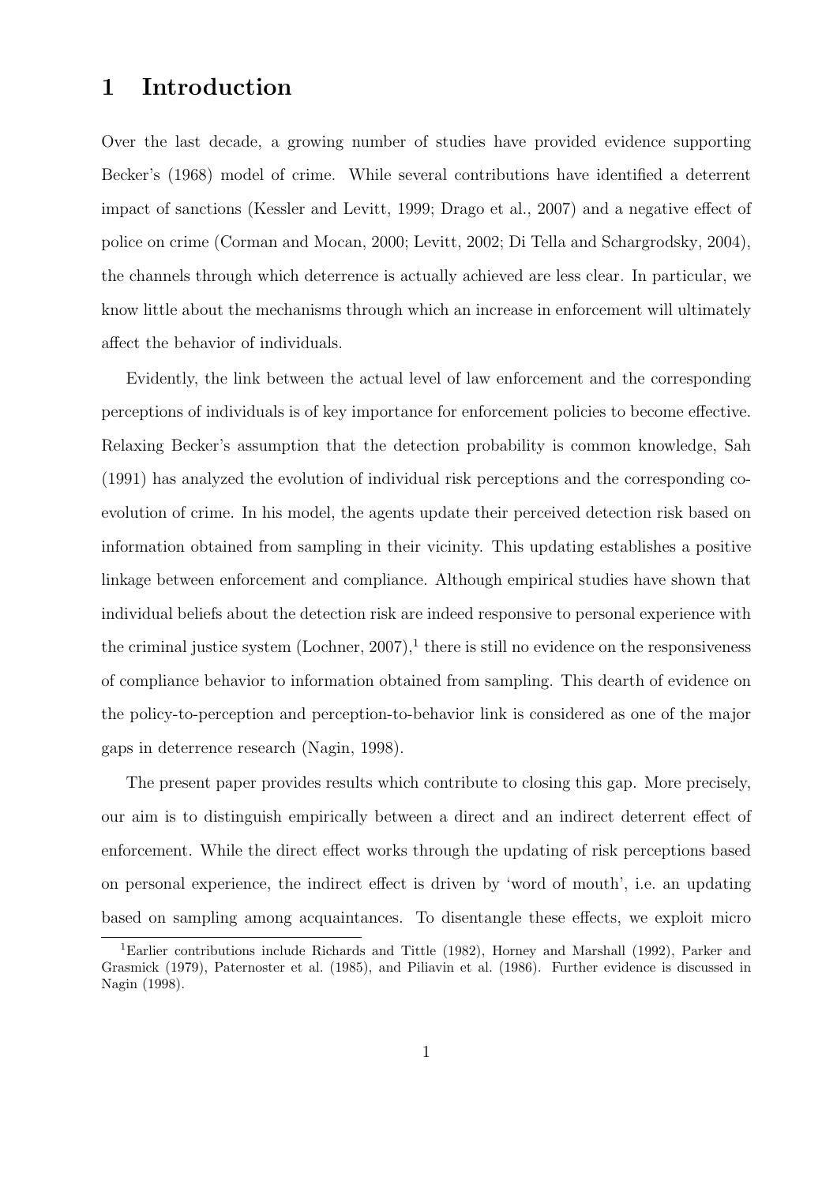# 1 Introduction

Over the last decade, a growing number of studies have provided evidence supporting Becker's (1968) model of crime. While several contributions have identified a deterrent impact of sanctions (Kessler and Levitt, 1999; Drago et al., 2007) and a negative effect of police on crime (Corman and Mocan, 2000; Levitt, 2002; Di Tella and Schargrodsky, 2004), the channels through which deterrence is actually achieved are less clear. In particular, we know little about the mechanisms through which an increase in enforcement will ultimately affect the behavior of individuals.

Evidently, the link between the actual level of law enforcement and the corresponding perceptions of individuals is of key importance for enforcement policies to become effective. Relaxing Becker's assumption that the detection probability is common knowledge, Sah (1991) has analyzed the evolution of individual risk perceptions and the corresponding co-evolution of crime. In his model, the agents update their perceived detection risk based on information obtained from sampling in their vicinity. This updating establishes a positive linkage between enforcement and compliance. Although empirical studies have shown that individual beliefs about the detection risk are indeed responsive to personal experience with the criminal justice system (Lochner, 2007),[1] there is still no evidence on the responsiveness of compliance behavior to information obtained from sampling. This dearth of evidence on the policy-to-perception and perception-to-behavior link is considered as one of the major gaps in deterrence research (Nagin, 1998).

The present paper provides results which contribute to closing this gap. More precisely, our aim is to distinguish empirically between a direct and an indirect deterrent effect of enforcement. While the direct effect works through the updating of risk perceptions based on personal experience, the indirect effect is driven by 'word of mouth', i.e. an updating based on sampling among acquaintances. To disentangle these effects, we exploit micro

[1] Earlier contributions include Richards and Tittle (1982), Horney and Marshall (1992), Parker and Grasmick (1979), Paternoster et al. (1985), and Piliavin et al. (1986). Further evidence is discussed in Nagin (1998).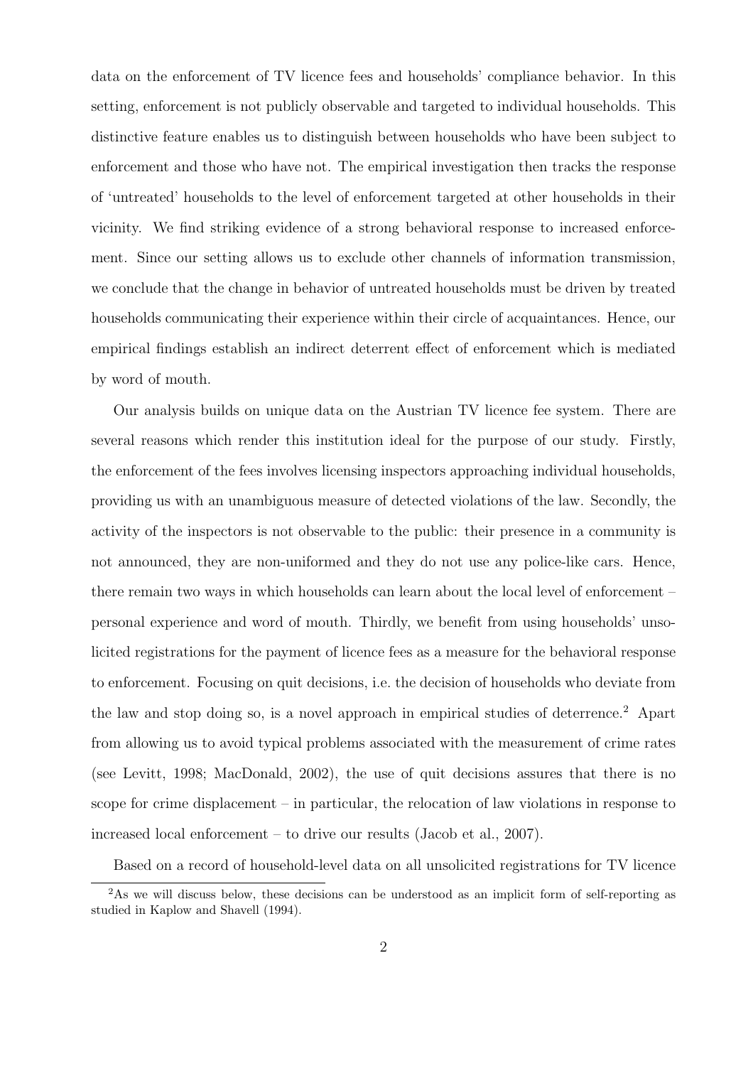data on the enforcement of TV licence fees and households' compliance behavior. In this setting, enforcement is not publicly observable and targeted to individual households. This distinctive feature enables us to distinguish between households who have been subject to enforcement and those who have not. The empirical investigation then tracks the response of 'untreated' households to the level of enforcement targeted at other households in their vicinity. We find striking evidence of a strong behavioral response to increased enforcement. Since our setting allows us to exclude other channels of information transmission, we conclude that the change in behavior of untreated households must be driven by treated households communicating their experience within their circle of acquaintances. Hence, our empirical findings establish an indirect deterrent effect of enforcement which is mediated by word of mouth.

Our analysis builds on unique data on the Austrian TV licence fee system. There are several reasons which render this institution ideal for the purpose of our study. Firstly, the enforcement of the fees involves licensing inspectors approaching individual households, providing us with an unambiguous measure of detected violations of the law. Secondly, the activity of the inspectors is not observable to the public: their presence in a community is not announced, they are non-uniformed and they do not use any police-like cars. Hence, there remain two ways in which households can learn about the local level of enforcement – personal experience and word of mouth. Thirdly, we benefit from using households' unsolicited registrations for the payment of licence fees as a measure for the behavioral response to enforcement. Focusing on quit decisions, i.e. the decision of households who deviate from the law and stop doing so, is a novel approach in empirical studies of deterrence.[2] Apart from allowing us to avoid typical problems associated with the measurement of crime rates (see Levitt, 1998; MacDonald, 2002), the use of quit decisions assures that there is no scope for crime displacement – in particular, the relocation of law violations in response to increased local enforcement – to drive our results (Jacob et al., 2007).

Based on a record of household-level data on all unsolicited registrations for TV licence

[2] As we will discuss below, these decisions can be understood as an implicit form of self-reporting as studied in Kaplow and Shavell (1994).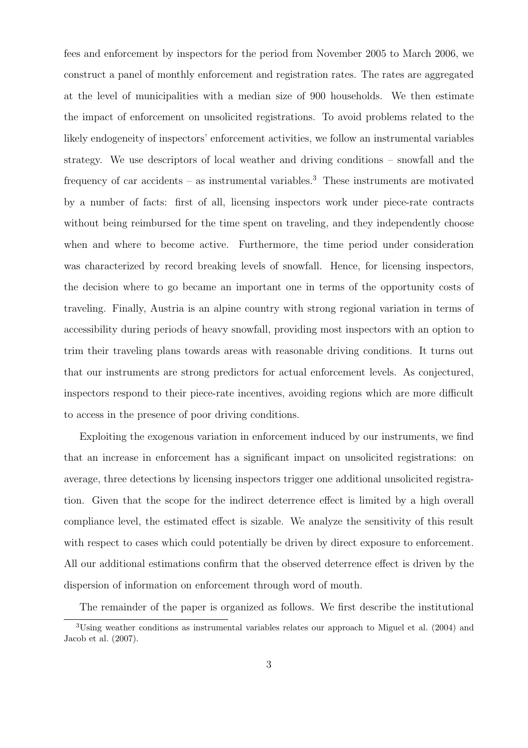fees and enforcement by inspectors for the period from November 2005 to March 2006, we construct a panel of monthly enforcement and registration rates. The rates are aggregated at the level of municipalities with a median size of 900 households. We then estimate the impact of enforcement on unsolicited registrations. To avoid problems related to the likely endogeneity of inspectors' enforcement activities, we follow an instrumental variables strategy. We use descriptors of local weather and driving conditions – snowfall and the frequency of car accidents – as instrumental variables.[3] These instruments are motivated by a number of facts: first of all, licensing inspectors work under piece-rate contracts without being reimbursed for the time spent on traveling, and they independently choose when and where to become active. Furthermore, the time period under consideration was characterized by record breaking levels of snowfall. Hence, for licensing inspectors, the decision where to go became an important one in terms of the opportunity costs of traveling. Finally, Austria is an alpine country with strong regional variation in terms of accessibility during periods of heavy snowfall, providing most inspectors with an option to trim their traveling plans towards areas with reasonable driving conditions. It turns out that our instruments are strong predictors for actual enforcement levels. As conjectured, inspectors respond to their piece-rate incentives, avoiding regions which are more difficult to access in the presence of poor driving conditions.

Exploiting the exogenous variation in enforcement induced by our instruments, we find that an increase in enforcement has a significant impact on unsolicited registrations: on average, three detections by licensing inspectors trigger one additional unsolicited registration. Given that the scope for the indirect deterrence effect is limited by a high overall compliance level, the estimated effect is sizable. We analyze the sensitivity of this result with respect to cases which could potentially be driven by direct exposure to enforcement. All our additional estimations confirm that the observed deterrence effect is driven by the dispersion of information on enforcement through word of mouth.

The remainder of the paper is organized as follows. We first describe the institutional

[3] Using weather conditions as instrumental variables relates our approach to Miguel et al. (2004) and Jacob et al. (2007).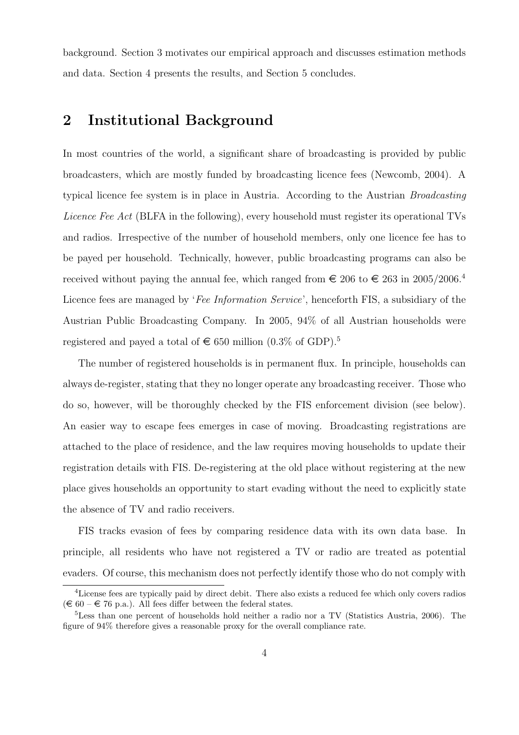background. Section 3 motivates our empirical approach and discusses estimation methods and data. Section 4 presents the results, and Section 5 concludes.

## 2 Institutional Background

In most countries of the world, a significant share of broadcasting is provided by public broadcasters, which are mostly funded by broadcasting licence fees (Newcomb, 2004). A typical licence fee system is in place in Austria. According to the Austrian *Broadcasting Licence Fee Act* (BLFA in the following), every household must register its operational TVs and radios. Irrespective of the number of household members, only one licence fee has to be payed per household. Technically, however, public broadcasting programs can also be received without paying the annual fee, which ranged from € 206 to € 263 in 2005/2006.[4] Licence fees are managed by '*Fee Information Service*', henceforth FIS, a subsidiary of the Austrian Public Broadcasting Company. In 2005, 94% of all Austrian households were registered and payed a total of € 650 million (0.3% of GDP).[5]

The number of registered households is in permanent flux. In principle, households can always de-register, stating that they no longer operate any broadcasting receiver. Those who do so, however, will be thoroughly checked by the FIS enforcement division (see below). An easier way to escape fees emerges in case of moving. Broadcasting registrations are attached to the place of residence, and the law requires moving households to update their registration details with FIS. De-registering at the old place without registering at the new place gives households an opportunity to start evading without the need to explicitly state the absence of TV and radio receivers.

FIS tracks evasion of fees by comparing residence data with its own data base. In principle, all residents who have not registered a TV or radio are treated as potential evaders. Of course, this mechanism does not perfectly identify those who do not comply with

---

[4] License fees are typically paid by direct debit. There also exists a reduced fee which only covers radios (€ 60 – € 76 p.a.). All fees differ between the federal states.

[5] Less than one percent of households hold neither a radio nor a TV (Statistics Austria, 2006). The figure of 94% therefore gives a reasonable proxy for the overall compliance rate.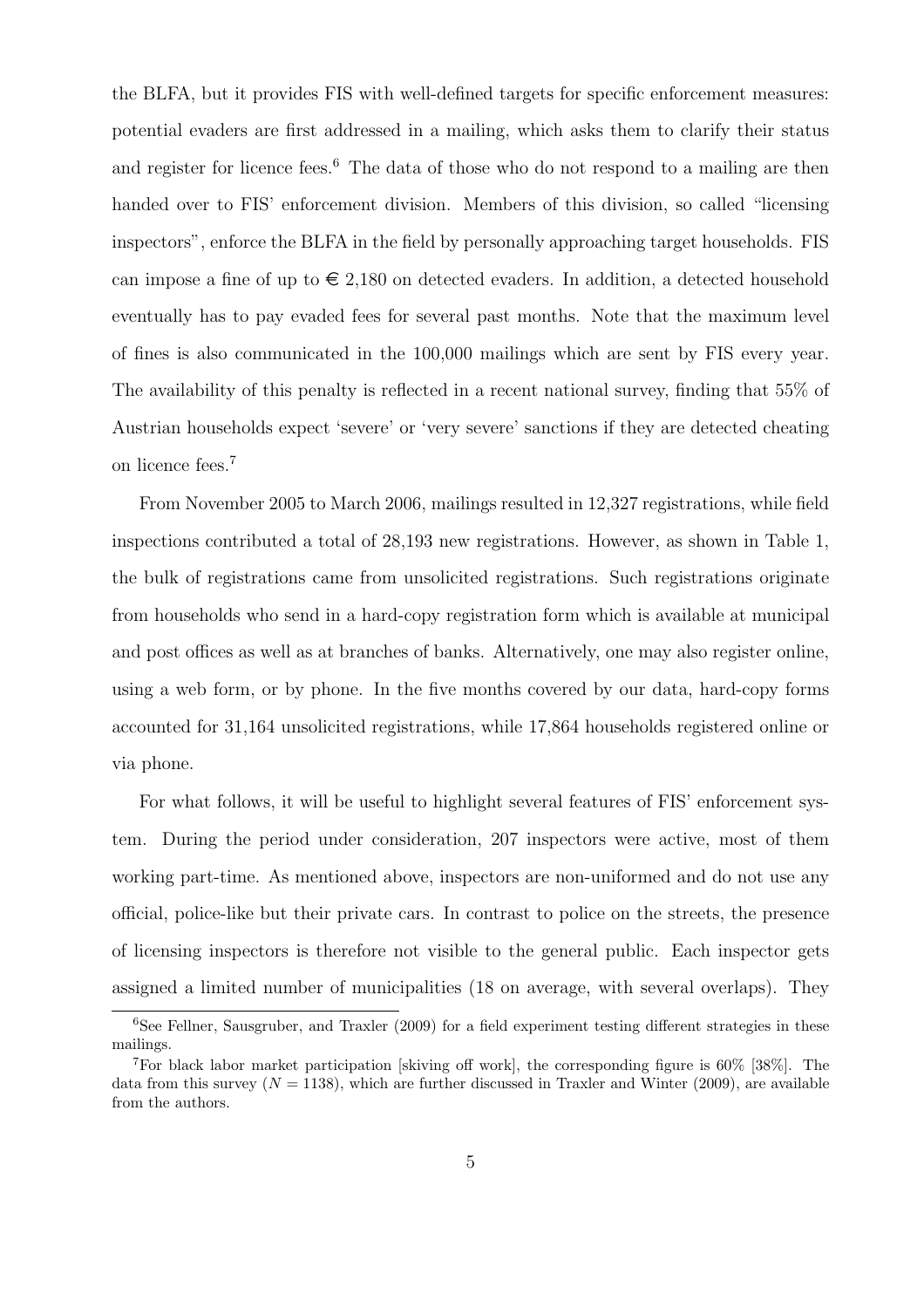the BLFA, but it provides FIS with well-defined targets for specific enforcement measures: potential evaders are first addressed in a mailing, which asks them to clarify their status and register for licence fees.[6] The data of those who do not respond to a mailing are then handed over to FIS' enforcement division. Members of this division, so called "licensing inspectors", enforce the BLFA in the field by personally approaching target households. FIS can impose a fine of up to € 2,180 on detected evaders. In addition, a detected household eventually has to pay evaded fees for several past months. Note that the maximum level of fines is also communicated in the 100,000 mailings which are sent by FIS every year. The availability of this penalty is reflected in a recent national survey, finding that 55% of Austrian households expect 'severe' or 'very severe' sanctions if they are detected cheating on licence fees.[7]

From November 2005 to March 2006, mailings resulted in 12,327 registrations, while field inspections contributed a total of 28,193 new registrations. However, as shown in Table 1, the bulk of registrations came from unsolicited registrations. Such registrations originate from households who send in a hard-copy registration form which is available at municipal and post offices as well as at branches of banks. Alternatively, one may also register online, using a web form, or by phone. In the five months covered by our data, hard-copy forms accounted for 31,164 unsolicited registrations, while 17,864 households registered online or via phone.

For what follows, it will be useful to highlight several features of FIS' enforcement system. During the period under consideration, 207 inspectors were active, most of them working part-time. As mentioned above, inspectors are non-uniformed and do not use any official, police-like but their private cars. In contrast to police on the streets, the presence of licensing inspectors is therefore not visible to the general public. Each inspector gets assigned a limited number of municipalities (18 on average, with several overlaps). They

[6] See Fellner, Sausgruber, and Traxler (2009) for a field experiment testing different strategies in these mailings.

[7] For black labor market participation [skiving off work], the corresponding figure is 60% [38%]. The data from this survey ($N = 1138$), which are further discussed in Traxler and Winter (2009), are available from the authors.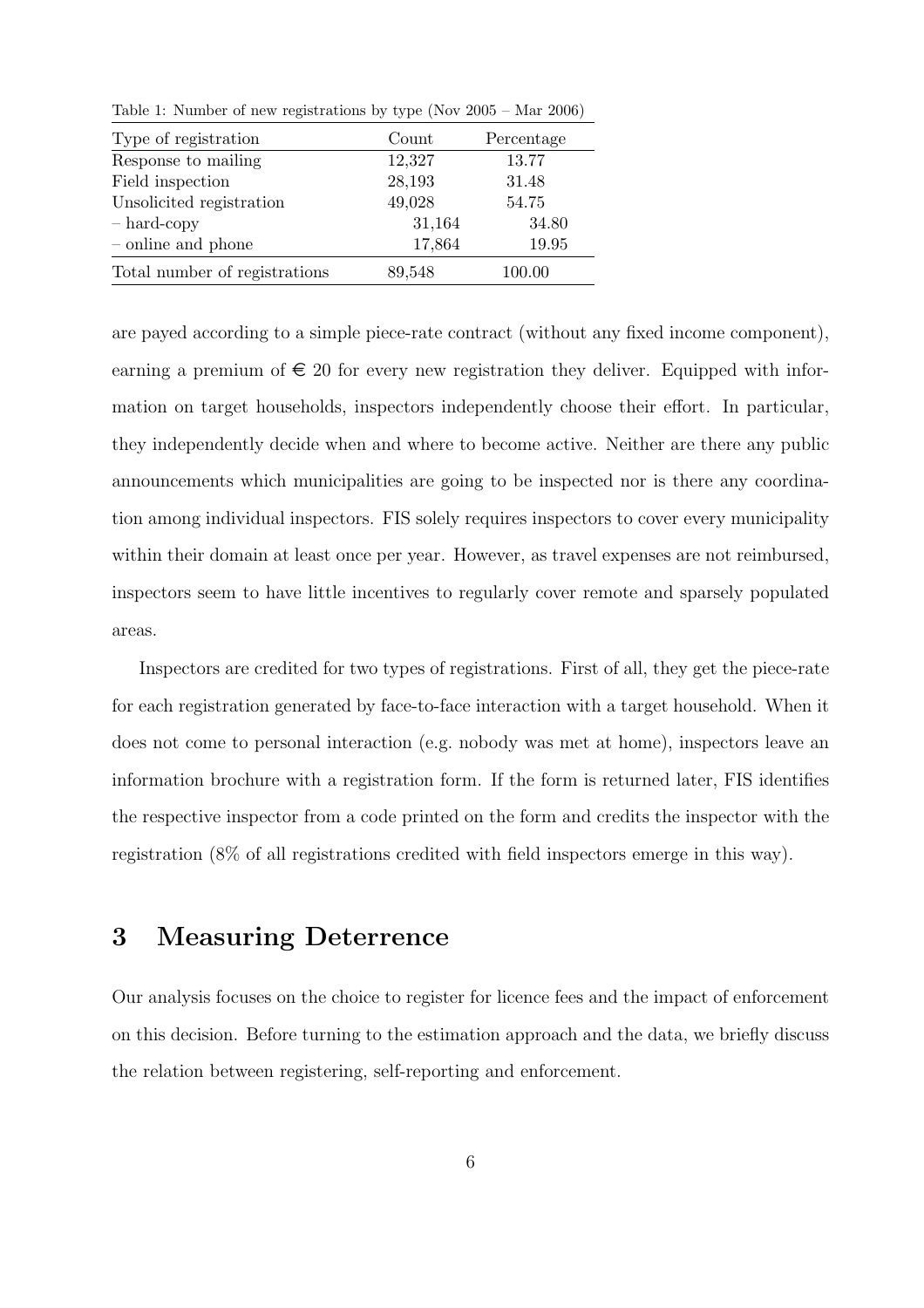Table 1: Number of new registrations by type (Nov 2005 – Mar 2006)

| Type of registration | Count | Percentage |
|---|---|---|
| Response to mailing | 12,327 | 13.77 |
| Field inspection | 28,193 | 31.48 |
| Unsolicited registration | 49,028 | 54.75 |
| – hard-copy | 31,164 | 34.80 |
| – online and phone | 17,864 | 19.95 |
| Total number of registrations | 89,548 | 100.00 |

are payed according to a simple piece-rate contract (without any fixed income component), earning a premium of € 20 for every new registration they deliver. Equipped with information on target households, inspectors independently choose their effort. In particular, they independently decide when and where to become active. Neither are there any public announcements which municipalities are going to be inspected nor is there any coordination among individual inspectors. FIS solely requires inspectors to cover every municipality within their domain at least once per year. However, as travel expenses are not reimbursed, inspectors seem to have little incentives to regularly cover remote and sparsely populated areas.

Inspectors are credited for two types of registrations. First of all, they get the piece-rate for each registration generated by face-to-face interaction with a target household. When it does not come to personal interaction (e.g. nobody was met at home), inspectors leave an information brochure with a registration form. If the form is returned later, FIS identifies the respective inspector from a code printed on the form and credits the inspector with the registration (8% of all registrations credited with field inspectors emerge in this way).

## 3 Measuring Deterrence

Our analysis focuses on the choice to register for licence fees and the impact of enforcement on this decision. Before turning to the estimation approach and the data, we briefly discuss the relation between registering, self-reporting and enforcement.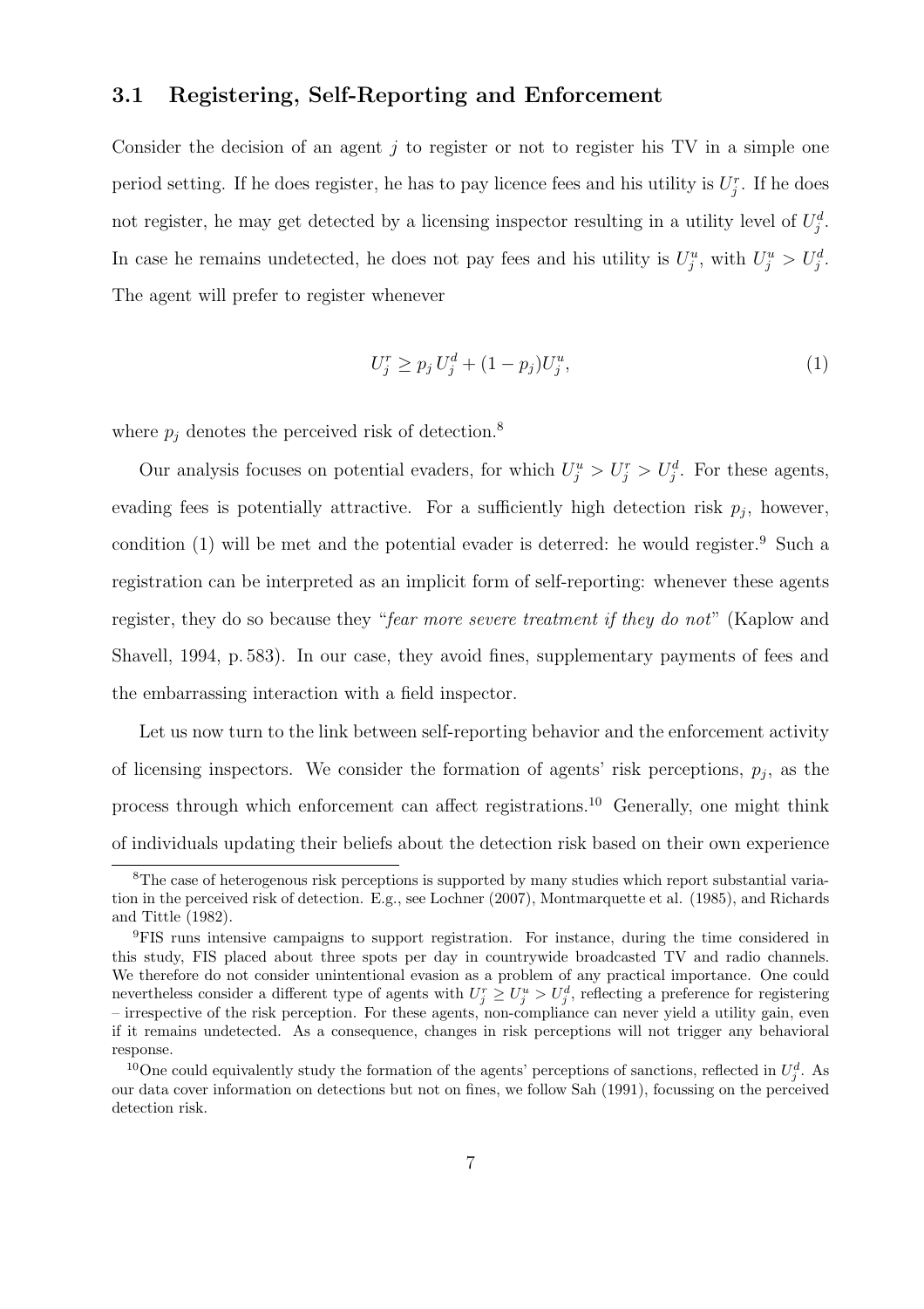### 3.1 Registering, Self-Reporting and Enforcement

Consider the decision of an agent $j$ to register or not to register his TV in a simple one period setting. If he does register, he has to pay licence fees and his utility is $U_j^r$. If he does not register, he may get detected by a licensing inspector resulting in a utility level of $U_j^d$. In case he remains undetected, he does not pay fees and his utility is $U_j^u$, with $U_j^u > U_j^d$. The agent will prefer to register whenever

$$U_j^r \geq p_j \, U_j^d + (1 - p_j) U_j^u, \tag{1}$$

where $p_j$ denotes the perceived risk of detection.[8]

Our analysis focuses on potential evaders, for which $U_j^u > U_j^r > U_j^d$. For these agents, evading fees is potentially attractive. For a sufficiently high detection risk $p_j$, however, condition (1) will be met and the potential evader is deterred: he would register.[9] Such a registration can be interpreted as an implicit form of self-reporting: whenever these agents register, they do so because they "*fear more severe treatment if they do not*" (Kaplow and Shavell, 1994, p. 583). In our case, they avoid fines, supplementary payments of fees and the embarrassing interaction with a field inspector.

Let us now turn to the link between self-reporting behavior and the enforcement activity of licensing inspectors. We consider the formation of agents' risk perceptions, $p_j$, as the process through which enforcement can affect registrations.[10] Generally, one might think of individuals updating their beliefs about the detection risk based on their own experience

[8] The case of heterogenous risk perceptions is supported by many studies which report substantial variation in the perceived risk of detection. E.g., see Lochner (2007), Montmarquette et al. (1985), and Richards and Tittle (1982).

[9] FIS runs intensive campaigns to support registration. For instance, during the time considered in this study, FIS placed about three spots per day in countrywide broadcasted TV and radio channels. We therefore do not consider unintentional evasion as a problem of any practical importance. One could nevertheless consider a different type of agents with $U_j^r \geq U_j^u > U_j^d$, reflecting a preference for registering – irrespective of the risk perception. For these agents, non-compliance can never yield a utility gain, even if it remains undetected. As a consequence, changes in risk perceptions will not trigger any behavioral response.

[10] One could equivalently study the formation of the agents' perceptions of sanctions, reflected in $U_j^d$. As our data cover information on detections but not on fines, we follow Sah (1991), focussing on the perceived detection risk.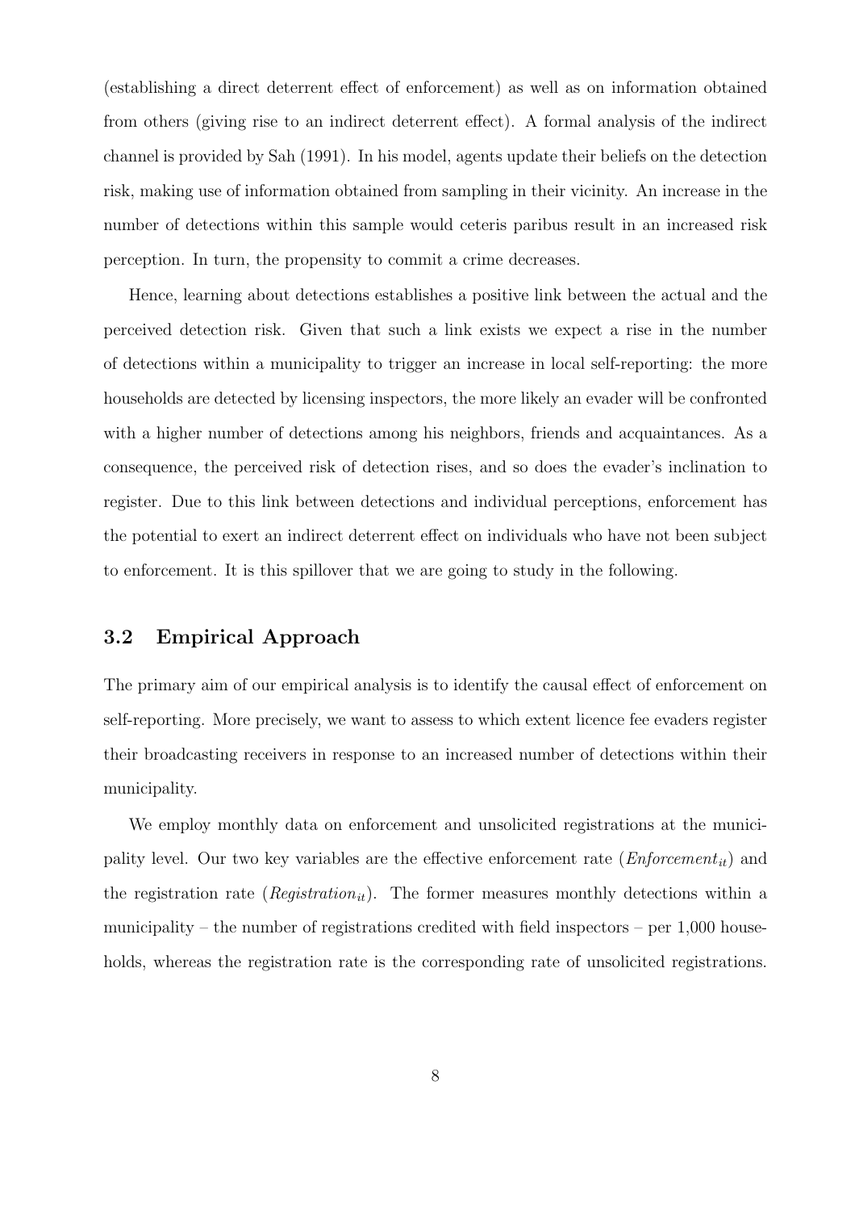(establishing a direct deterrent effect of enforcement) as well as on information obtained from others (giving rise to an indirect deterrent effect). A formal analysis of the indirect channel is provided by Sah (1991). In his model, agents update their beliefs on the detection risk, making use of information obtained from sampling in their vicinity. An increase in the number of detections within this sample would ceteris paribus result in an increased risk perception. In turn, the propensity to commit a crime decreases.

Hence, learning about detections establishes a positive link between the actual and the perceived detection risk. Given that such a link exists we expect a rise in the number of detections within a municipality to trigger an increase in local self-reporting: the more households are detected by licensing inspectors, the more likely an evader will be confronted with a higher number of detections among his neighbors, friends and acquaintances. As a consequence, the perceived risk of detection rises, and so does the evader's inclination to register. Due to this link between detections and individual perceptions, enforcement has the potential to exert an indirect deterrent effect on individuals who have not been subject to enforcement. It is this spillover that we are going to study in the following.

### 3.2 Empirical Approach

The primary aim of our empirical analysis is to identify the causal effect of enforcement on self-reporting. More precisely, we want to assess to which extent licence fee evaders register their broadcasting receivers in response to an increased number of detections within their municipality.

We employ monthly data on enforcement and unsolicited registrations at the municipality level. Our two key variables are the effective enforcement rate ($\mathit{Enforcement}_{it}$) and the registration rate ($\mathit{Registration}_{it}$). The former measures monthly detections within a municipality – the number of registrations credited with field inspectors – per 1,000 households, whereas the registration rate is the corresponding rate of unsolicited registrations.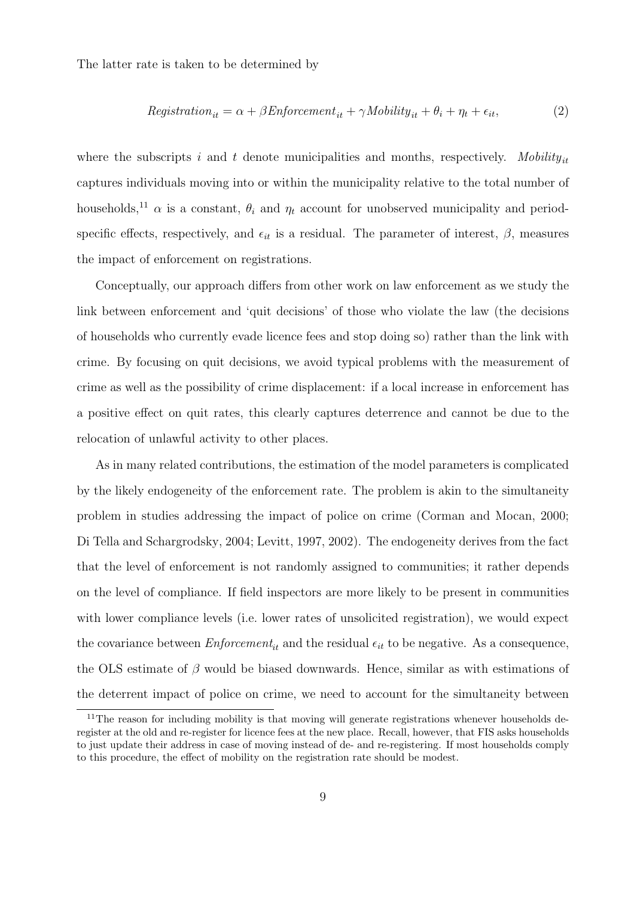The latter rate is taken to be determined by

$$Registration_{it} = \alpha + \beta Enforcement_{it} + \gamma Mobility_{it} + \theta_i + \eta_t + \epsilon_{it}, \tag{2}$$

where the subscripts $i$ and $t$ denote municipalities and months, respectively. $Mobility_{it}$ captures individuals moving into or within the municipality relative to the total number of households,[11] $\alpha$ is a constant, $\theta_i$ and $\eta_t$ account for unobserved municipality and period-specific effects, respectively, and $\epsilon_{it}$ is a residual. The parameter of interest, $\beta$, measures the impact of enforcement on registrations.

Conceptually, our approach differs from other work on law enforcement as we study the link between enforcement and 'quit decisions' of those who violate the law (the decisions of households who currently evade licence fees and stop doing so) rather than the link with crime. By focusing on quit decisions, we avoid typical problems with the measurement of crime as well as the possibility of crime displacement: if a local increase in enforcement has a positive effect on quit rates, this clearly captures deterrence and cannot be due to the relocation of unlawful activity to other places.

As in many related contributions, the estimation of the model parameters is complicated by the likely endogeneity of the enforcement rate. The problem is akin to the simultaneity problem in studies addressing the impact of police on crime (Corman and Mocan, 2000; Di Tella and Schargrodsky, 2004; Levitt, 1997, 2002). The endogeneity derives from the fact that the level of enforcement is not randomly assigned to communities; it rather depends on the level of compliance. If field inspectors are more likely to be present in communities with lower compliance levels (i.e. lower rates of unsolicited registration), we would expect the covariance between $Enforcement_{it}$ and the residual $\epsilon_{it}$ to be negative. As a consequence, the OLS estimate of $\beta$ would be biased downwards. Hence, similar as with estimations of the deterrent impact of police on crime, we need to account for the simultaneity between

[11] The reason for including mobility is that moving will generate registrations whenever households de-register at the old and re-register for licence fees at the new place. Recall, however, that FIS asks households to just update their address in case of moving instead of de- and re-registering. If most households comply to this procedure, the effect of mobility on the registration rate should be modest.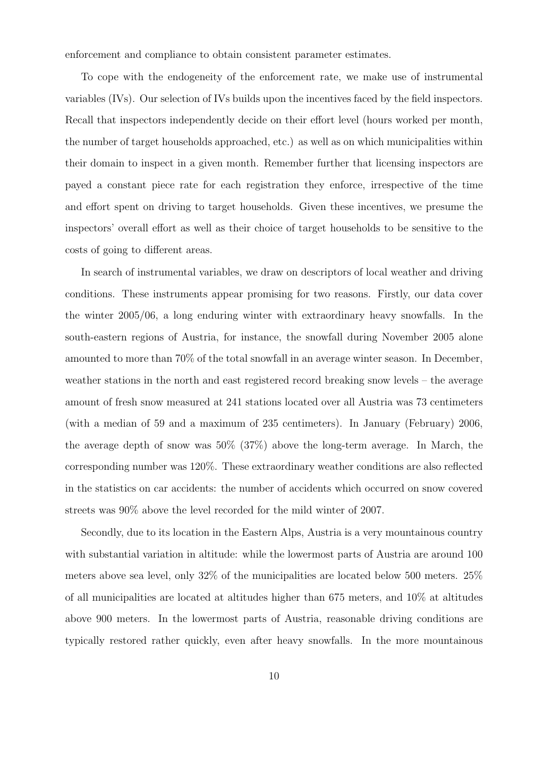enforcement and compliance to obtain consistent parameter estimates.

To cope with the endogeneity of the enforcement rate, we make use of instrumental variables (IVs). Our selection of IVs builds upon the incentives faced by the field inspectors. Recall that inspectors independently decide on their effort level (hours worked per month, the number of target households approached, etc.) as well as on which municipalities within their domain to inspect in a given month. Remember further that licensing inspectors are payed a constant piece rate for each registration they enforce, irrespective of the time and effort spent on driving to target households. Given these incentives, we presume the inspectors' overall effort as well as their choice of target households to be sensitive to the costs of going to different areas.

In search of instrumental variables, we draw on descriptors of local weather and driving conditions. These instruments appear promising for two reasons. Firstly, our data cover the winter 2005/06, a long enduring winter with extraordinary heavy snowfalls. In the south-eastern regions of Austria, for instance, the snowfall during November 2005 alone amounted to more than 70% of the total snowfall in an average winter season. In December, weather stations in the north and east registered record breaking snow levels – the average amount of fresh snow measured at 241 stations located over all Austria was 73 centimeters (with a median of 59 and a maximum of 235 centimeters). In January (February) 2006, the average depth of snow was 50% (37%) above the long-term average. In March, the corresponding number was 120%. These extraordinary weather conditions are also reflected in the statistics on car accidents: the number of accidents which occurred on snow covered streets was 90% above the level recorded for the mild winter of 2007.

Secondly, due to its location in the Eastern Alps, Austria is a very mountainous country with substantial variation in altitude: while the lowermost parts of Austria are around 100 meters above sea level, only 32% of the municipalities are located below 500 meters. 25% of all municipalities are located at altitudes higher than 675 meters, and 10% at altitudes above 900 meters. In the lowermost parts of Austria, reasonable driving conditions are typically restored rather quickly, even after heavy snowfalls. In the more mountainous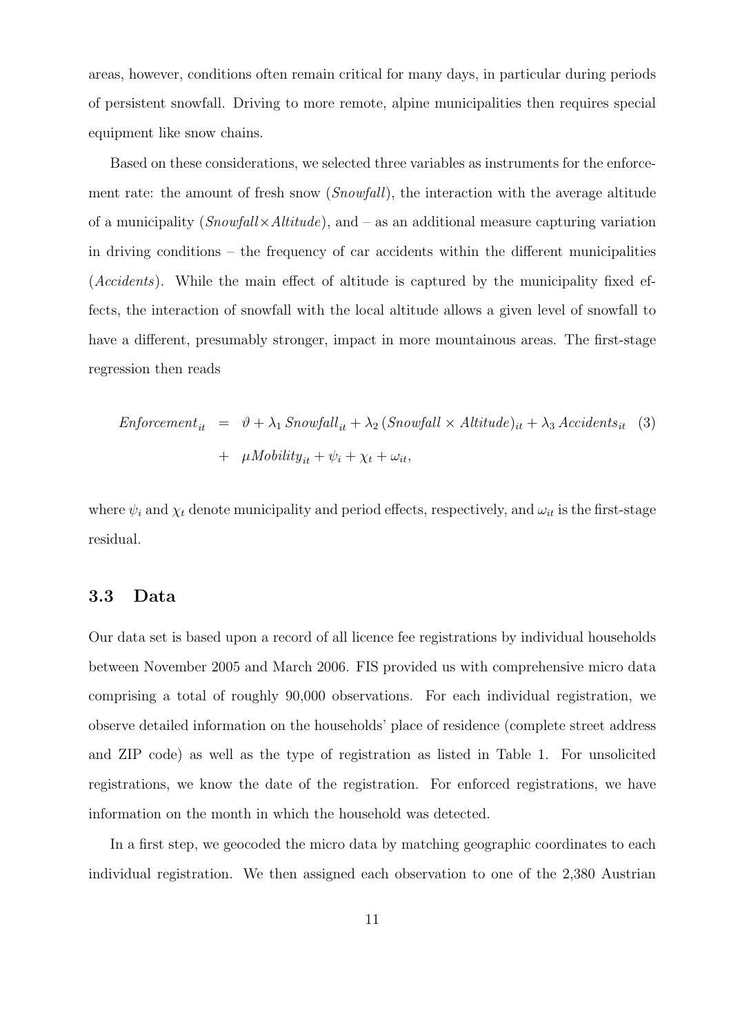areas, however, conditions often remain critical for many days, in particular during periods of persistent snowfall. Driving to more remote, alpine municipalities then requires special equipment like snow chains.

Based on these considerations, we selected three variables as instruments for the enforcement rate: the amount of fresh snow (*Snowfall*), the interaction with the average altitude of a municipality (*Snowfall*×*Altitude*), and – as an additional measure capturing variation in driving conditions – the frequency of car accidents within the different municipalities (*Accidents*). While the main effect of altitude is captured by the municipality fixed effects, the interaction of snowfall with the local altitude allows a given level of snowfall to have a different, presumably stronger, impact in more mountainous areas. The first-stage regression then reads

$$
\begin{aligned}
Enforcement_{it} &= \vartheta + \lambda_1\, Snowfall_{it} + \lambda_2\, (Snowfall \times Altitude)_{it} + \lambda_3\, Accidents_{it} \qquad (3) \\
&+ \mu Mobility_{it} + \psi_i + \chi_t + \omega_{it},
\end{aligned}
$$

where $\psi_i$ and $\chi_t$ denote municipality and period effects, respectively, and $\omega_{it}$ is the first-stage residual.

### 3.3 Data

Our data set is based upon a record of all licence fee registrations by individual households between November 2005 and March 2006. FIS provided us with comprehensive micro data comprising a total of roughly 90,000 observations. For each individual registration, we observe detailed information on the households' place of residence (complete street address and ZIP code) as well as the type of registration as listed in Table 1. For unsolicited registrations, we know the date of the registration. For enforced registrations, we have information on the month in which the household was detected.

In a first step, we geocoded the micro data by matching geographic coordinates to each individual registration. We then assigned each observation to one of the 2,380 Austrian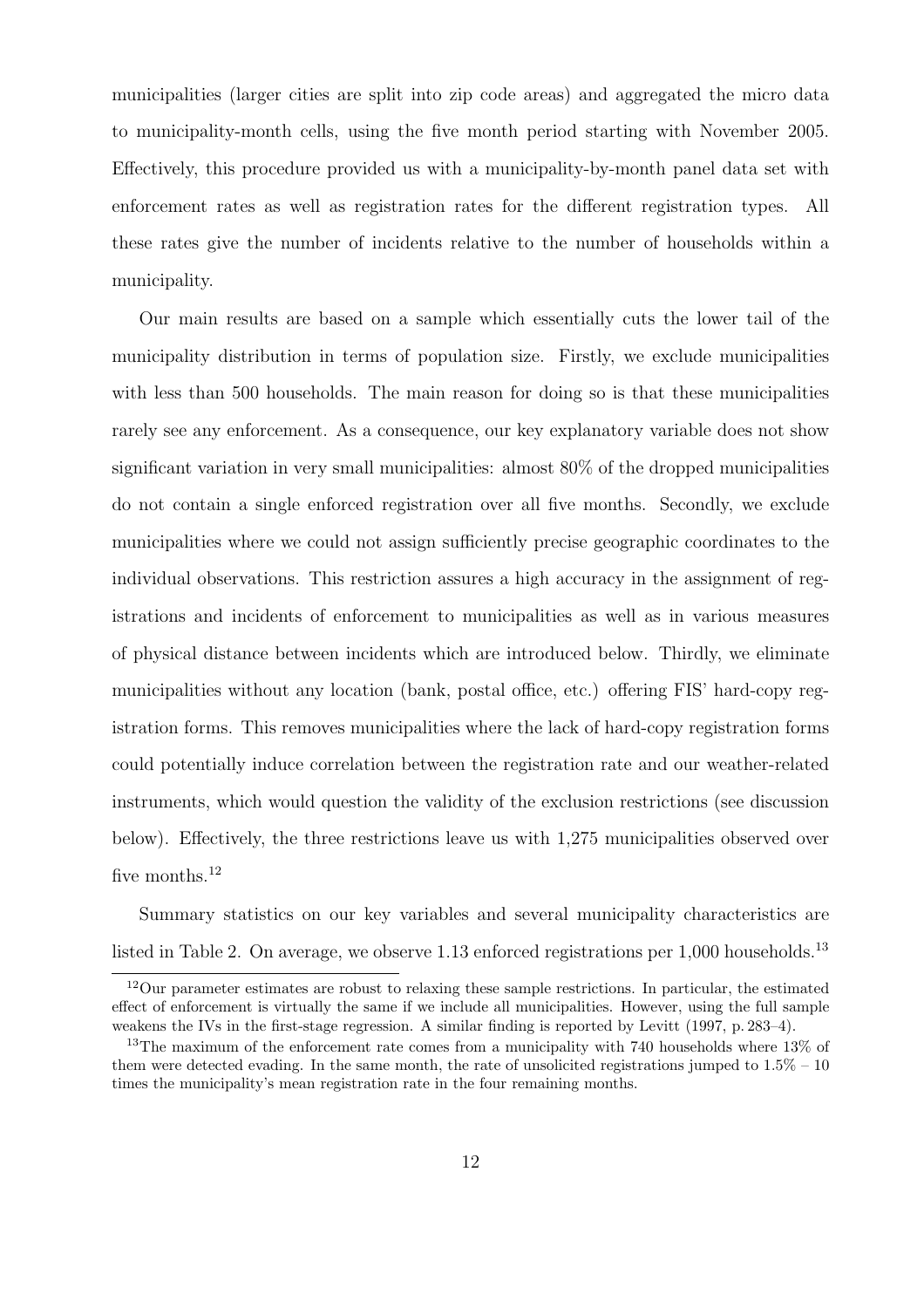municipalities (larger cities are split into zip code areas) and aggregated the micro data to municipality-month cells, using the five month period starting with November 2005. Effectively, this procedure provided us with a municipality-by-month panel data set with enforcement rates as well as registration rates for the different registration types. All these rates give the number of incidents relative to the number of households within a municipality.

Our main results are based on a sample which essentially cuts the lower tail of the municipality distribution in terms of population size. Firstly, we exclude municipalities with less than 500 households. The main reason for doing so is that these municipalities rarely see any enforcement. As a consequence, our key explanatory variable does not show significant variation in very small municipalities: almost 80% of the dropped municipalities do not contain a single enforced registration over all five months. Secondly, we exclude municipalities where we could not assign sufficiently precise geographic coordinates to the individual observations. This restriction assures a high accuracy in the assignment of registrations and incidents of enforcement to municipalities as well as in various measures of physical distance between incidents which are introduced below. Thirdly, we eliminate municipalities without any location (bank, postal office, etc.) offering FIS' hard-copy registration forms. This removes municipalities where the lack of hard-copy registration forms could potentially induce correlation between the registration rate and our weather-related instruments, which would question the validity of the exclusion restrictions (see discussion below). Effectively, the three restrictions leave us with 1,275 municipalities observed over five months.[12]

Summary statistics on our key variables and several municipality characteristics are listed in Table 2. On average, we observe 1.13 enforced registrations per 1,000 households.[13]

[12] Our parameter estimates are robust to relaxing these sample restrictions. In particular, the estimated effect of enforcement is virtually the same if we include all municipalities. However, using the full sample weakens the IVs in the first-stage regression. A similar finding is reported by Levitt (1997, p. 283–4).

[13] The maximum of the enforcement rate comes from a municipality with 740 households where 13% of them were detected evading. In the same month, the rate of unsolicited registrations jumped to 1.5% – 10 times the municipality's mean registration rate in the four remaining months.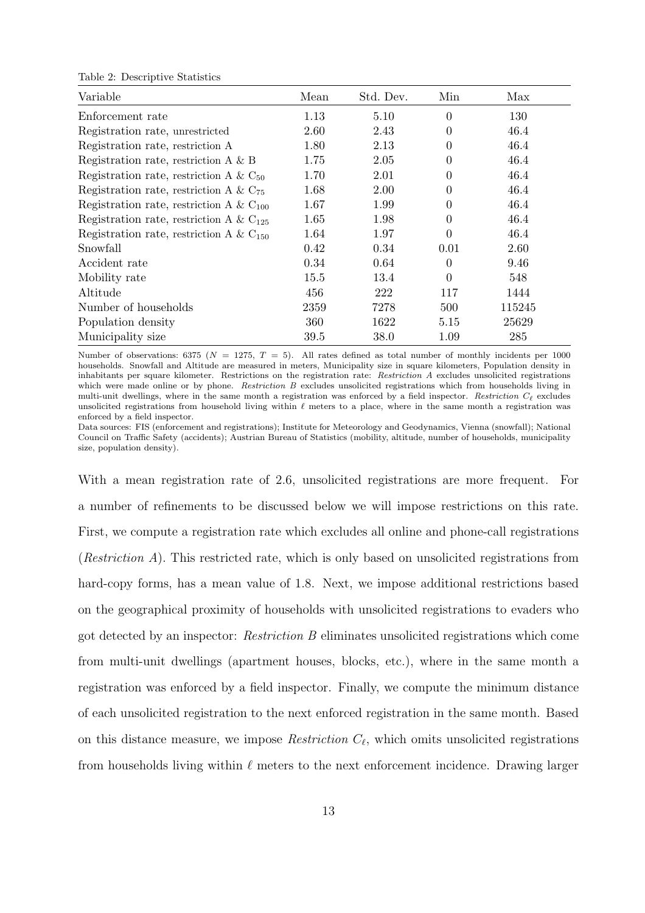Table 2: Descriptive Statistics

| Variable | Mean | Std. Dev. | Min | Max |
|---|---|---|---|---|
| Enforcement rate | 1.13 | 5.10 | 0 | 130 |
| Registration rate, unrestricted | 2.60 | 2.43 | 0 | 46.4 |
| Registration rate, restriction A | 1.80 | 2.13 | 0 | 46.4 |
| Registration rate, restriction A & B | 1.75 | 2.05 | 0 | 46.4 |
| Registration rate, restriction A & $C_{50}$ | 1.70 | 2.01 | 0 | 46.4 |
| Registration rate, restriction A & $C_{75}$ | 1.68 | 2.00 | 0 | 46.4 |
| Registration rate, restriction A & $C_{100}$ | 1.67 | 1.99 | 0 | 46.4 |
| Registration rate, restriction A & $C_{125}$ | 1.65 | 1.98 | 0 | 46.4 |
| Registration rate, restriction A & $C_{150}$ | 1.64 | 1.97 | 0 | 46.4 |
| Snowfall | 0.42 | 0.34 | 0.01 | 2.60 |
| Accident rate | 0.34 | 0.64 | 0 | 9.46 |
| Mobility rate | 15.5 | 13.4 | 0 | 548 |
| Altitude | 456 | 222 | 117 | 1444 |
| Number of households | 2359 | 7278 | 500 | 115245 |
| Population density | 360 | 1622 | 5.15 | 25629 |
| Municipality size | 39.5 | 38.0 | 1.09 | 285 |

Number of observations: 6375 ($N = 1275$, $T = 5$). All rates defined as total number of monthly incidents per 1000 households. Snowfall and Altitude are measured in meters, Municipality size in square kilometers, Population density in inhabitants per square kilometer. Restrictions on the registration rate: *Restriction A* excludes unsolicited registrations which were made online or by phone. *Restriction B* excludes unsolicited registrations which from households living in multi-unit dwellings, where in the same month a registration was enforced by a field inspector. *Restriction $C_\ell$* excludes unsolicited registrations from household living within $\ell$ meters to a place, where in the same month a registration was enforced by a field inspector.

Data sources: FIS (enforcement and registrations); Institute for Meteorology and Geodynamics, Vienna (snowfall); National Council on Traffic Safety (accidents); Austrian Bureau of Statistics (mobility, altitude, number of households, municipality size, population density).

With a mean registration rate of 2.6, unsolicited registrations are more frequent. For a number of refinements to be discussed below we will impose restrictions on this rate. First, we compute a registration rate which excludes all online and phone-call registrations (*Restriction A*). This restricted rate, which is only based on unsolicited registrations from hard-copy forms, has a mean value of 1.8. Next, we impose additional restrictions based on the geographical proximity of households with unsolicited registrations to evaders who got detected by an inspector: *Restriction B* eliminates unsolicited registrations which come from multi-unit dwellings (apartment houses, blocks, etc.), where in the same month a registration was enforced by a field inspector. Finally, we compute the minimum distance of each unsolicited registration to the next enforced registration in the same month. Based on this distance measure, we impose *Restriction $C_\ell$*, which omits unsolicited registrations from households living within $\ell$ meters to the next enforcement incidence. Drawing larger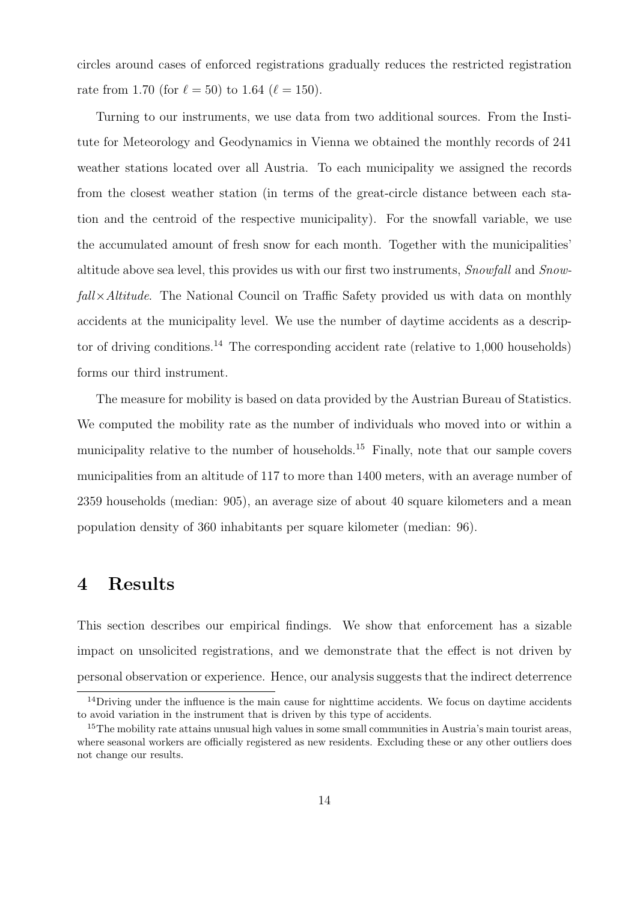circles around cases of enforced registrations gradually reduces the restricted registration rate from 1.70 (for $\ell = 50$) to 1.64 ($\ell = 150$).

Turning to our instruments, we use data from two additional sources. From the Institute for Meteorology and Geodynamics in Vienna we obtained the monthly records of 241 weather stations located over all Austria. To each municipality we assigned the records from the closest weather station (in terms of the great-circle distance between each station and the centroid of the respective municipality). For the snowfall variable, we use the accumulated amount of fresh snow for each month. Together with the municipalities' altitude above sea level, this provides us with our first two instruments, *Snowfall* and *Snowfall*$\times$*Altitude*. The National Council on Traffic Safety provided us with data on monthly accidents at the municipality level. We use the number of daytime accidents as a descriptor of driving conditions.[14] The corresponding accident rate (relative to 1,000 households) forms our third instrument.

The measure for mobility is based on data provided by the Austrian Bureau of Statistics. We computed the mobility rate as the number of individuals who moved into or within a municipality relative to the number of households.[15] Finally, note that our sample covers municipalities from an altitude of 117 to more than 1400 meters, with an average number of 2359 households (median: 905), an average size of about 40 square kilometers and a mean population density of 360 inhabitants per square kilometer (median: 96).

# 4 Results

This section describes our empirical findings. We show that enforcement has a sizable impact on unsolicited registrations, and we demonstrate that the effect is not driven by personal observation or experience. Hence, our analysis suggests that the indirect deterrence

[14] Driving under the influence is the main cause for nighttime accidents. We focus on daytime accidents to avoid variation in the instrument that is driven by this type of accidents.

[15] The mobility rate attains unusual high values in some small communities in Austria's main tourist areas, where seasonal workers are officially registered as new residents. Excluding these or any other outliers does not change our results.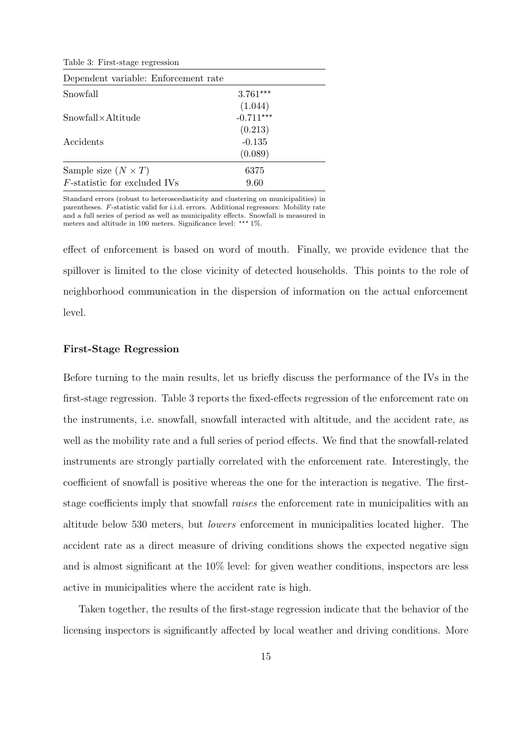Table 3: First-stage regression

| Dependent variable: Enforcement rate | |
|---|---|
| Snowfall | $3.761^{***}$ |
| | (1.044) |
| Snowfall×Altitude | $-0.711^{***}$ |
| | (0.213) |
| Accidents | -0.135 |
| | (0.089) |
| Sample size ($N \times T$) | 6375 |
| $F$-statistic for excluded IVs | 9.60 |

Standard errors (robust to heteroscedasticity and clustering on municipalities) in parentheses. $F$-statistic valid for i.i.d. errors. Additional regressors: Mobility rate and a full series of period as well as municipality effects. Snowfall is measured in meters and altitude in 100 meters. Significance level: *** 1%.

effect of enforcement is based on word of mouth. Finally, we provide evidence that the spillover is limited to the close vicinity of detected households. This points to the role of neighborhood communication in the dispersion of information on the actual enforcement level.

**First-Stage Regression**

Before turning to the main results, let us briefly discuss the performance of the IVs in the first-stage regression. Table 3 reports the fixed-effects regression of the enforcement rate on the instruments, i.e. snowfall, snowfall interacted with altitude, and the accident rate, as well as the mobility rate and a full series of period effects. We find that the snowfall-related instruments are strongly partially correlated with the enforcement rate. Interestingly, the coefficient of snowfall is positive whereas the one for the interaction is negative. The first-stage coefficients imply that snowfall *raises* the enforcement rate in municipalities with an altitude below 530 meters, but *lowers* enforcement in municipalities located higher. The accident rate as a direct measure of driving conditions shows the expected negative sign and is almost significant at the 10% level: for given weather conditions, inspectors are less active in municipalities where the accident rate is high.

Taken together, the results of the first-stage regression indicate that the behavior of the licensing inspectors is significantly affected by local weather and driving conditions. More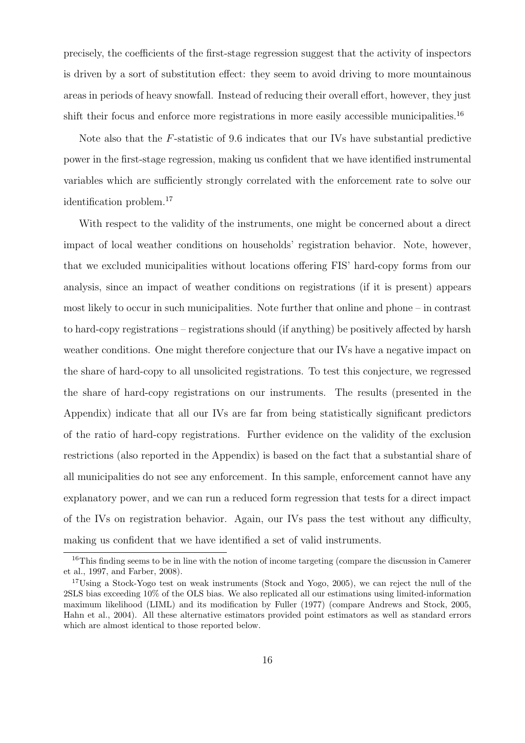precisely, the coefficients of the first-stage regression suggest that the activity of inspectors is driven by a sort of substitution effect: they seem to avoid driving to more mountainous areas in periods of heavy snowfall. Instead of reducing their overall effort, however, they just shift their focus and enforce more registrations in more easily accessible municipalities.[16]

Note also that the $F$-statistic of 9.6 indicates that our IVs have substantial predictive power in the first-stage regression, making us confident that we have identified instrumental variables which are sufficiently strongly correlated with the enforcement rate to solve our identification problem.[17]

With respect to the validity of the instruments, one might be concerned about a direct impact of local weather conditions on households' registration behavior. Note, however, that we excluded municipalities without locations offering FIS' hard-copy forms from our analysis, since an impact of weather conditions on registrations (if it is present) appears most likely to occur in such municipalities. Note further that online and phone – in contrast to hard-copy registrations – registrations should (if anything) be positively affected by harsh weather conditions. One might therefore conjecture that our IVs have a negative impact on the share of hard-copy to all unsolicited registrations. To test this conjecture, we regressed the share of hard-copy registrations on our instruments. The results (presented in the Appendix) indicate that all our IVs are far from being statistically significant predictors of the ratio of hard-copy registrations. Further evidence on the validity of the exclusion restrictions (also reported in the Appendix) is based on the fact that a substantial share of all municipalities do not see any enforcement. In this sample, enforcement cannot have any explanatory power, and we can run a reduced form regression that tests for a direct impact of the IVs on registration behavior. Again, our IVs pass the test without any difficulty, making us confident that we have identified a set of valid instruments.

[16]This finding seems to be in line with the notion of income targeting (compare the discussion in Camerer et al., 1997, and Farber, 2008).

[17]Using a Stock-Yogo test on weak instruments (Stock and Yogo, 2005), we can reject the null of the 2SLS bias exceeding 10% of the OLS bias. We also replicated all our estimations using limited-information maximum likelihood (LIML) and its modification by Fuller (1977) (compare Andrews and Stock, 2005, Hahn et al., 2004). All these alternative estimators provided point estimators as well as standard errors which are almost identical to those reported below.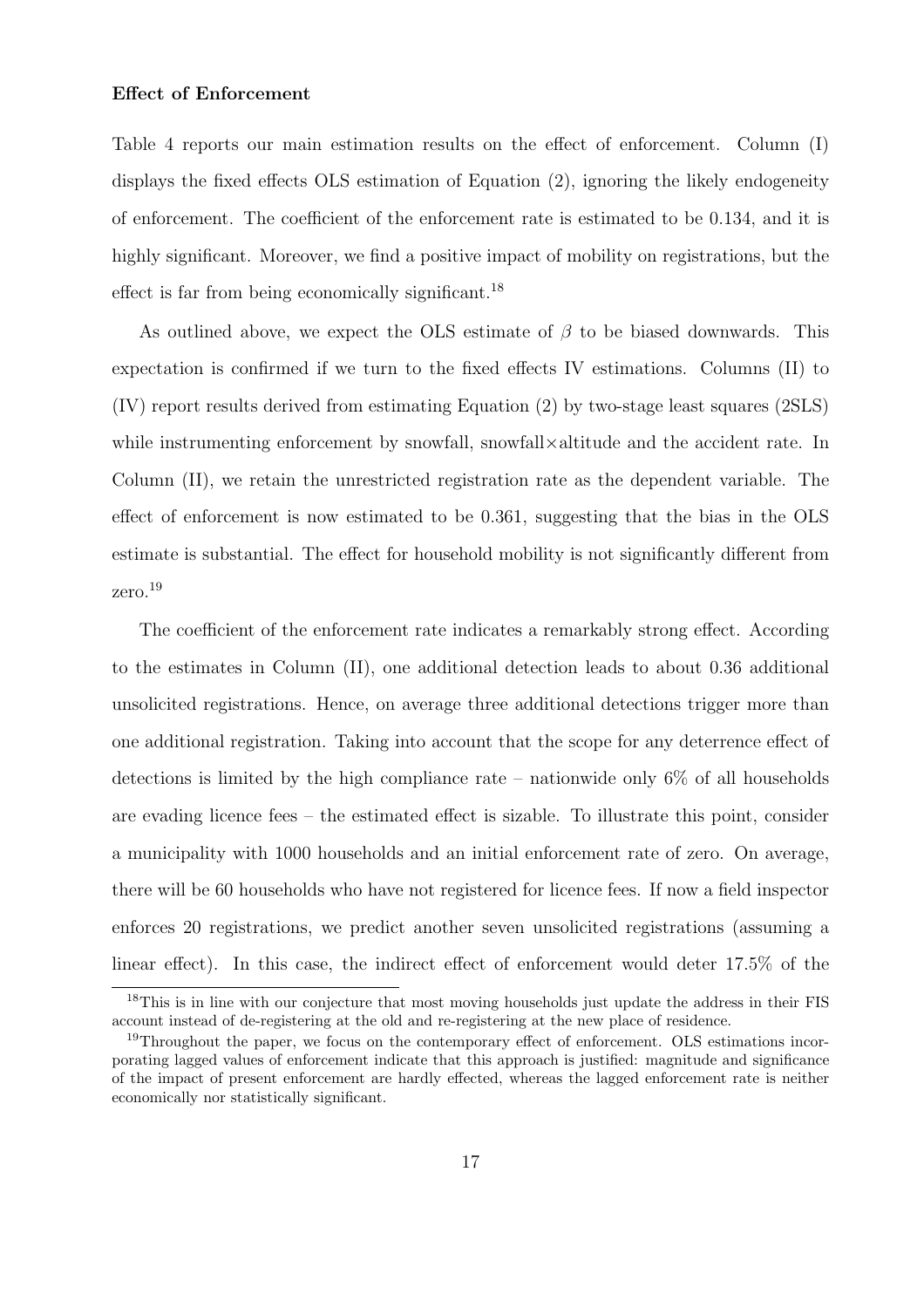**Effect of Enforcement**

Table 4 reports our main estimation results on the effect of enforcement. Column (I) displays the fixed effects OLS estimation of Equation (2), ignoring the likely endogeneity of enforcement. The coefficient of the enforcement rate is estimated to be 0.134, and it is highly significant. Moreover, we find a positive impact of mobility on registrations, but the effect is far from being economically significant.[18]

As outlined above, we expect the OLS estimate of $\beta$ to be biased downwards. This expectation is confirmed if we turn to the fixed effects IV estimations. Columns (II) to (IV) report results derived from estimating Equation (2) by two-stage least squares (2SLS) while instrumenting enforcement by snowfall, snowfall×altitude and the accident rate. In Column (II), we retain the unrestricted registration rate as the dependent variable. The effect of enforcement is now estimated to be 0.361, suggesting that the bias in the OLS estimate is substantial. The effect for household mobility is not significantly different from zero.[19]

The coefficient of the enforcement rate indicates a remarkably strong effect. According to the estimates in Column (II), one additional detection leads to about 0.36 additional unsolicited registrations. Hence, on average three additional detections trigger more than one additional registration. Taking into account that the scope for any deterrence effect of detections is limited by the high compliance rate – nationwide only 6% of all households are evading licence fees – the estimated effect is sizable. To illustrate this point, consider a municipality with 1000 households and an initial enforcement rate of zero. On average, there will be 60 households who have not registered for licence fees. If now a field inspector enforces 20 registrations, we predict another seven unsolicited registrations (assuming a linear effect). In this case, the indirect effect of enforcement would deter 17.5% of the

[18] This is in line with our conjecture that most moving households just update the address in their FIS account instead of de-registering at the old and re-registering at the new place of residence.

[19] Throughout the paper, we focus on the contemporary effect of enforcement. OLS estimations incorporating lagged values of enforcement indicate that this approach is justified: magnitude and significance of the impact of present enforcement are hardly effected, whereas the lagged enforcement rate is neither economically nor statistically significant.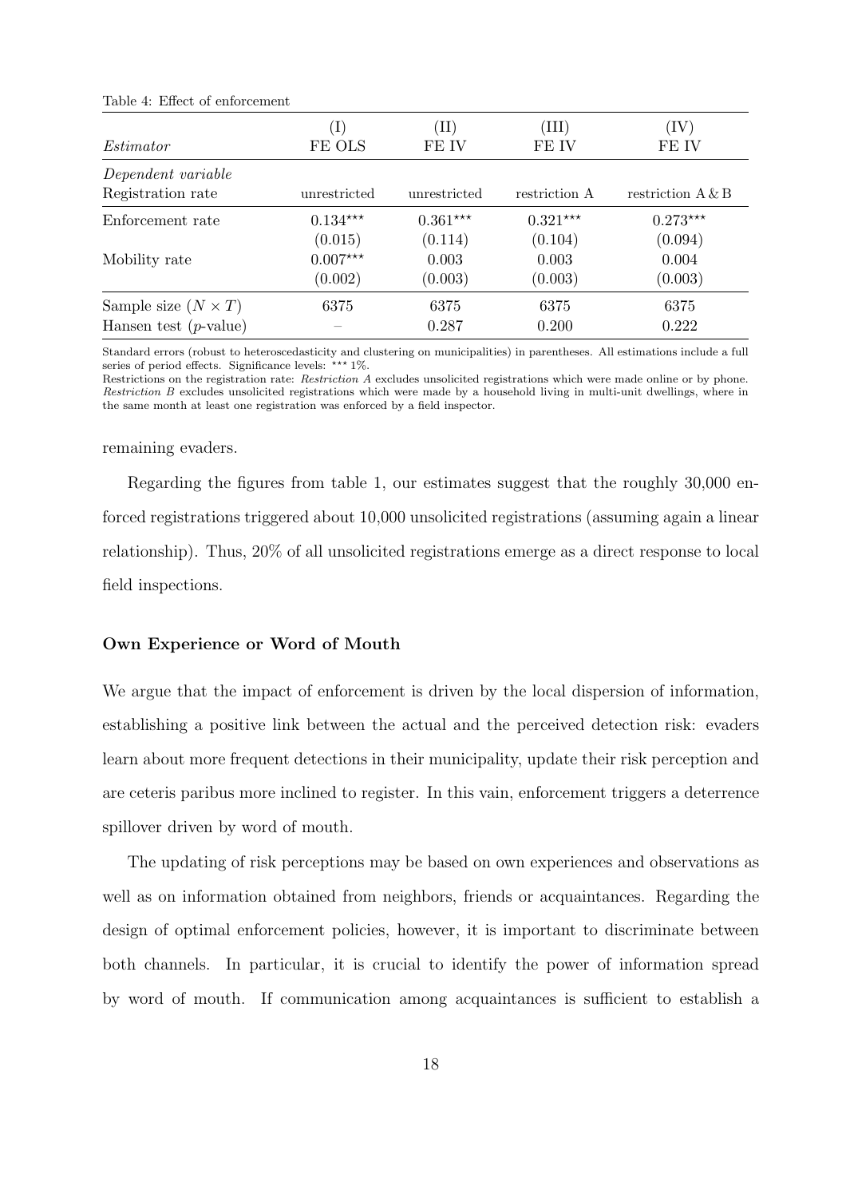Table 4: Effect of enforcement

| | (I) | (II) | (III) | (IV) |
|---|---|---|---|---|
| *Estimator* | FE OLS | FE IV | FE IV | FE IV |
| *Dependent variable* | | | | |
| Registration rate | unrestricted | unrestricted | restriction A | restriction A & B |
| Enforcement rate | $0.134^{***}$ | $0.361^{***}$ | $0.321^{***}$ | $0.273^{***}$ |
| | (0.015) | (0.114) | (0.104) | (0.094) |
| Mobility rate | $0.007^{***}$ | 0.003 | 0.003 | 0.004 |
| | (0.002) | (0.003) | (0.003) | (0.003) |
| Sample size ($N \times T$) | 6375 | 6375 | 6375 | 6375 |
| Hansen test ($p$-value) | – | 0.287 | 0.200 | 0.222 |

Standard errors (robust to heteroscedasticity and clustering on municipalities) in parentheses. All estimations include a full series of period effects. Significance levels: *** 1%.
Restrictions on the registration rate: *Restriction A* excludes unsolicited registrations which were made online or by phone. *Restriction B* excludes unsolicited registrations which were made by a household living in multi-unit dwellings, where in the same month at least one registration was enforced by a field inspector.

remaining evaders.

Regarding the figures from table 1, our estimates suggest that the roughly 30,000 enforced registrations triggered about 10,000 unsolicited registrations (assuming again a linear relationship). Thus, 20% of all unsolicited registrations emerge as a direct response to local field inspections.

### Own Experience or Word of Mouth

We argue that the impact of enforcement is driven by the local dispersion of information, establishing a positive link between the actual and the perceived detection risk: evaders learn about more frequent detections in their municipality, update their risk perception and are ceteris paribus more inclined to register. In this vain, enforcement triggers a deterrence spillover driven by word of mouth.

The updating of risk perceptions may be based on own experiences and observations as well as on information obtained from neighbors, friends or acquaintances. Regarding the design of optimal enforcement policies, however, it is important to discriminate between both channels. In particular, it is crucial to identify the power of information spread by word of mouth. If communication among acquaintances is sufficient to establish a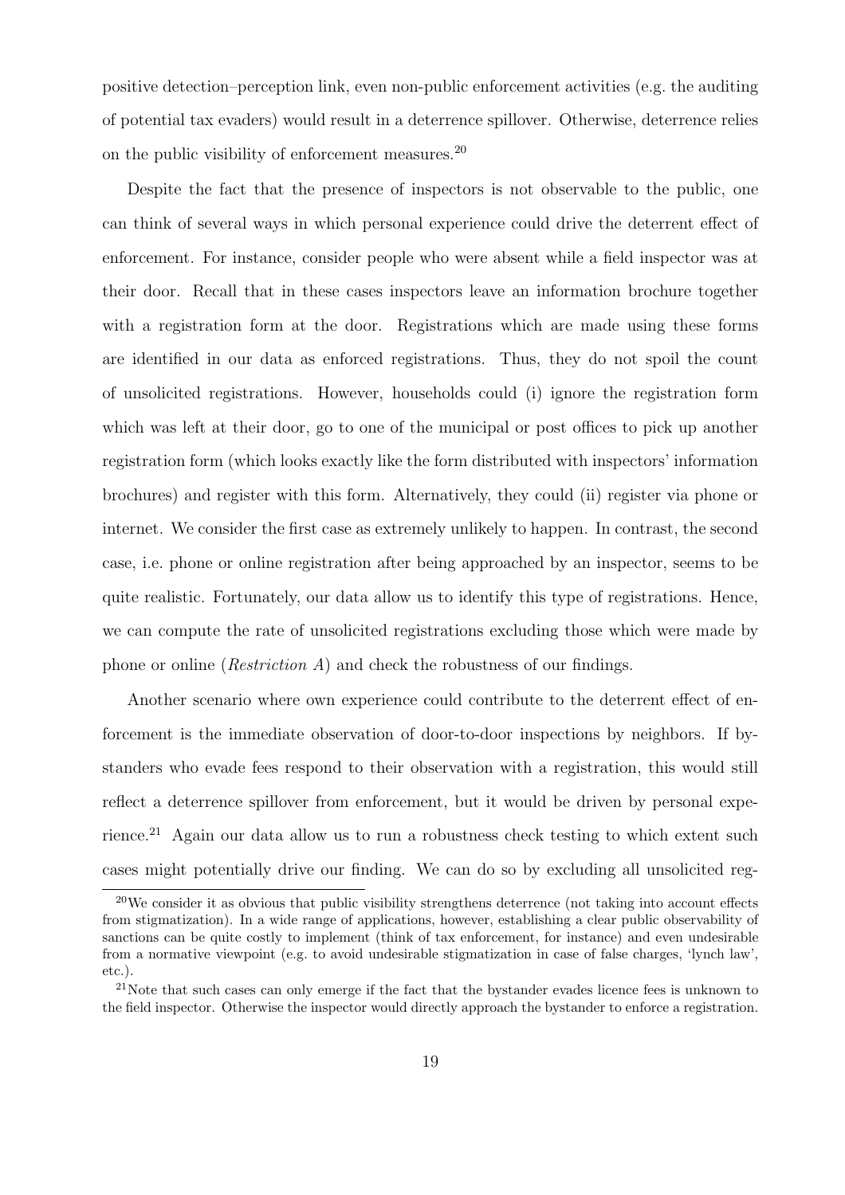positive detection–perception link, even non-public enforcement activities (e.g. the auditing of potential tax evaders) would result in a deterrence spillover. Otherwise, deterrence relies on the public visibility of enforcement measures.[20]

Despite the fact that the presence of inspectors is not observable to the public, one can think of several ways in which personal experience could drive the deterrent effect of enforcement. For instance, consider people who were absent while a field inspector was at their door. Recall that in these cases inspectors leave an information brochure together with a registration form at the door. Registrations which are made using these forms are identified in our data as enforced registrations. Thus, they do not spoil the count of unsolicited registrations. However, households could (i) ignore the registration form which was left at their door, go to one of the municipal or post offices to pick up another registration form (which looks exactly like the form distributed with inspectors' information brochures) and register with this form. Alternatively, they could (ii) register via phone or internet. We consider the first case as extremely unlikely to happen. In contrast, the second case, i.e. phone or online registration after being approached by an inspector, seems to be quite realistic. Fortunately, our data allow us to identify this type of registrations. Hence, we can compute the rate of unsolicited registrations excluding those which were made by phone or online (*Restriction A*) and check the robustness of our findings.

Another scenario where own experience could contribute to the deterrent effect of enforcement is the immediate observation of door-to-door inspections by neighbors. If bystanders who evade fees respond to their observation with a registration, this would still reflect a deterrence spillover from enforcement, but it would be driven by personal experience.[21] Again our data allow us to run a robustness check testing to which extent such cases might potentially drive our finding. We can do so by excluding all unsolicited reg-

[20] We consider it as obvious that public visibility strengthens deterrence (not taking into account effects from stigmatization). In a wide range of applications, however, establishing a clear public observability of sanctions can be quite costly to implement (think of tax enforcement, for instance) and even undesirable from a normative viewpoint (e.g. to avoid undesirable stigmatization in case of false charges, 'lynch law', etc.).

[21] Note that such cases can only emerge if the fact that the bystander evades licence fees is unknown to the field inspector. Otherwise the inspector would directly approach the bystander to enforce a registration.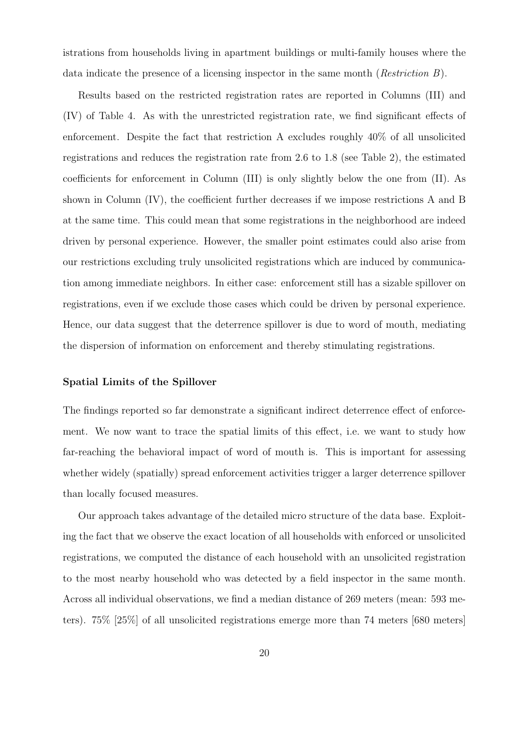istrations from households living in apartment buildings or multi-family houses where the data indicate the presence of a licensing inspector in the same month (*Restriction B*).

Results based on the restricted registration rates are reported in Columns (III) and (IV) of Table 4. As with the unrestricted registration rate, we find significant effects of enforcement. Despite the fact that restriction A excludes roughly 40% of all unsolicited registrations and reduces the registration rate from 2.6 to 1.8 (see Table 2), the estimated coefficients for enforcement in Column (III) is only slightly below the one from (II). As shown in Column (IV), the coefficient further decreases if we impose restrictions A and B at the same time. This could mean that some registrations in the neighborhood are indeed driven by personal experience. However, the smaller point estimates could also arise from our restrictions excluding truly unsolicited registrations which are induced by communication among immediate neighbors. In either case: enforcement still has a sizable spillover on registrations, even if we exclude those cases which could be driven by personal experience. Hence, our data suggest that the deterrence spillover is due to word of mouth, mediating the dispersion of information on enforcement and thereby stimulating registrations.

**Spatial Limits of the Spillover**

The findings reported so far demonstrate a significant indirect deterrence effect of enforcement. We now want to trace the spatial limits of this effect, i.e. we want to study how far-reaching the behavioral impact of word of mouth is. This is important for assessing whether widely (spatially) spread enforcement activities trigger a larger deterrence spillover than locally focused measures.

Our approach takes advantage of the detailed micro structure of the data base. Exploiting the fact that we observe the exact location of all households with enforced or unsolicited registrations, we computed the distance of each household with an unsolicited registration to the most nearby household who was detected by a field inspector in the same month. Across all individual observations, we find a median distance of 269 meters (mean: 593 meters). 75% [25%] of all unsolicited registrations emerge more than 74 meters [680 meters]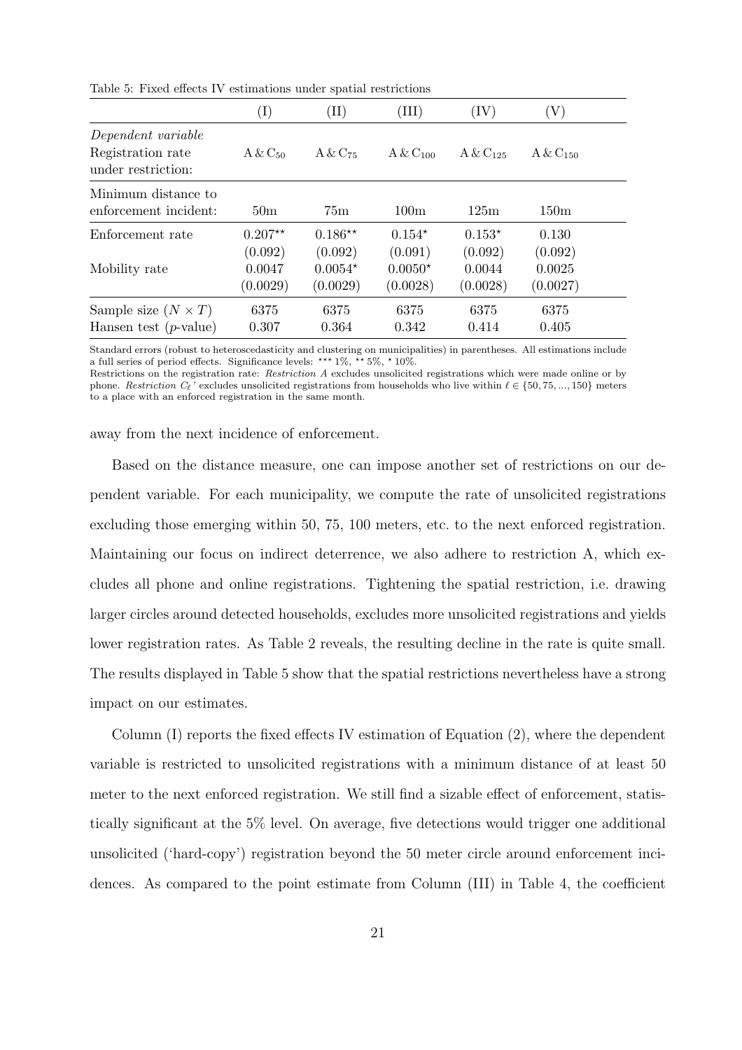Table 5: Fixed effects IV estimations under spatial restrictions

| | (I) | (II) | (III) | (IV) | (V) |
|---|---|---|---|---|---|
| *Dependent variable* Registration rate under restriction: | A & $C_{50}$ | A & $C_{75}$ | A & $C_{100}$ | A & $C_{125}$ | A & $C_{150}$ |
| Minimum distance to enforcement incident: | 50m | 75m | 100m | 125m | 150m |
| Enforcement rate | $0.207^{\star\star}$ | $0.186^{\star\star}$ | $0.154^{\star}$ | $0.153^{\star}$ | 0.130 |
| | (0.092) | (0.092) | (0.091) | (0.092) | (0.092) |
| Mobility rate | 0.0047 | $0.0054^{\star}$ | $0.0050^{\star}$ | 0.0044 | 0.0025 |
| | (0.0029) | (0.0029) | (0.0028) | (0.0028) | (0.0027) |
| Sample size ($N \times T$) | 6375 | 6375 | 6375 | 6375 | 6375 |
| Hansen test ($p$-value) | 0.307 | 0.364 | 0.342 | 0.414 | 0.405 |

Standard errors (robust to heteroscedasticity and clustering on municipalities) in parentheses. All estimations include a full series of period effects. Significance levels: $^{\star\star\star}$ 1%, $^{\star\star}$ 5%, $^{\star}$ 10%.
Restrictions on the registration rate: *Restriction A* excludes unsolicited registrations which were made online or by phone. *Restriction* $C_\ell$*'* excludes unsolicited registrations from households who live within $\ell \in \{50, 75, ..., 150\}$ meters to a place with an enforced registration in the same month.

away from the next incidence of enforcement.

Based on the distance measure, one can impose another set of restrictions on our dependent variable. For each municipality, we compute the rate of unsolicited registrations excluding those emerging within 50, 75, 100 meters, etc. to the next enforced registration. Maintaining our focus on indirect deterrence, we also adhere to restriction A, which excludes all phone and online registrations. Tightening the spatial restriction, i.e. drawing larger circles around detected households, excludes more unsolicited registrations and yields lower registration rates. As Table 2 reveals, the resulting decline in the rate is quite small. The results displayed in Table 5 show that the spatial restrictions nevertheless have a strong impact on our estimates.

Column (I) reports the fixed effects IV estimation of Equation (2), where the dependent variable is restricted to unsolicited registrations with a minimum distance of at least 50 meter to the next enforced registration. We still find a sizable effect of enforcement, statistically significant at the 5% level. On average, five detections would trigger one additional unsolicited ('hard-copy') registration beyond the 50 meter circle around enforcement incidences. As compared to the point estimate from Column (III) in Table 4, the coefficient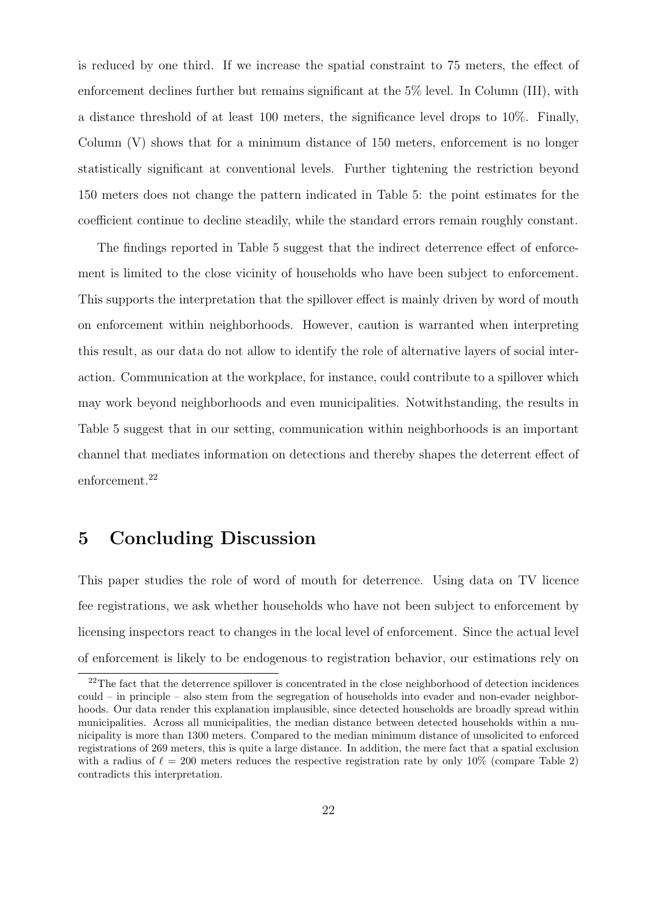is reduced by one third. If we increase the spatial constraint to 75 meters, the effect of enforcement declines further but remains significant at the 5% level. In Column (III), with a distance threshold of at least 100 meters, the significance level drops to 10%. Finally, Column (V) shows that for a minimum distance of 150 meters, enforcement is no longer statistically significant at conventional levels. Further tightening the restriction beyond 150 meters does not change the pattern indicated in Table 5: the point estimates for the coefficient continue to decline steadily, while the standard errors remain roughly constant.

The findings reported in Table 5 suggest that the indirect deterrence effect of enforcement is limited to the close vicinity of households who have been subject to enforcement. This supports the interpretation that the spillover effect is mainly driven by word of mouth on enforcement within neighborhoods. However, caution is warranted when interpreting this result, as our data do not allow to identify the role of alternative layers of social interaction. Communication at the workplace, for instance, could contribute to a spillover which may work beyond neighborhoods and even municipalities. Notwithstanding, the results in Table 5 suggest that in our setting, communication within neighborhoods is an important channel that mediates information on detections and thereby shapes the deterrent effect of enforcement.[22]

## 5 Concluding Discussion

This paper studies the role of word of mouth for deterrence. Using data on TV licence fee registrations, we ask whether households who have not been subject to enforcement by licensing inspectors react to changes in the local level of enforcement. Since the actual level of enforcement is likely to be endogenous to registration behavior, our estimations rely on

[22]The fact that the deterrence spillover is concentrated in the close neighborhood of detection incidences could – in principle – also stem from the segregation of households into evader and non-evader neighborhoods. Our data render this explanation implausible, since detected households are broadly spread within municipalities. Across all municipalities, the median distance between detected households within a municipality is more than 1300 meters. Compared to the median minimum distance of unsolicited to enforced registrations of 269 meters, this is quite a large distance. In addition, the mere fact that a spatial exclusion with a radius of $\ell = 200$ meters reduces the respective registration rate by only 10% (compare Table 2) contradicts this interpretation.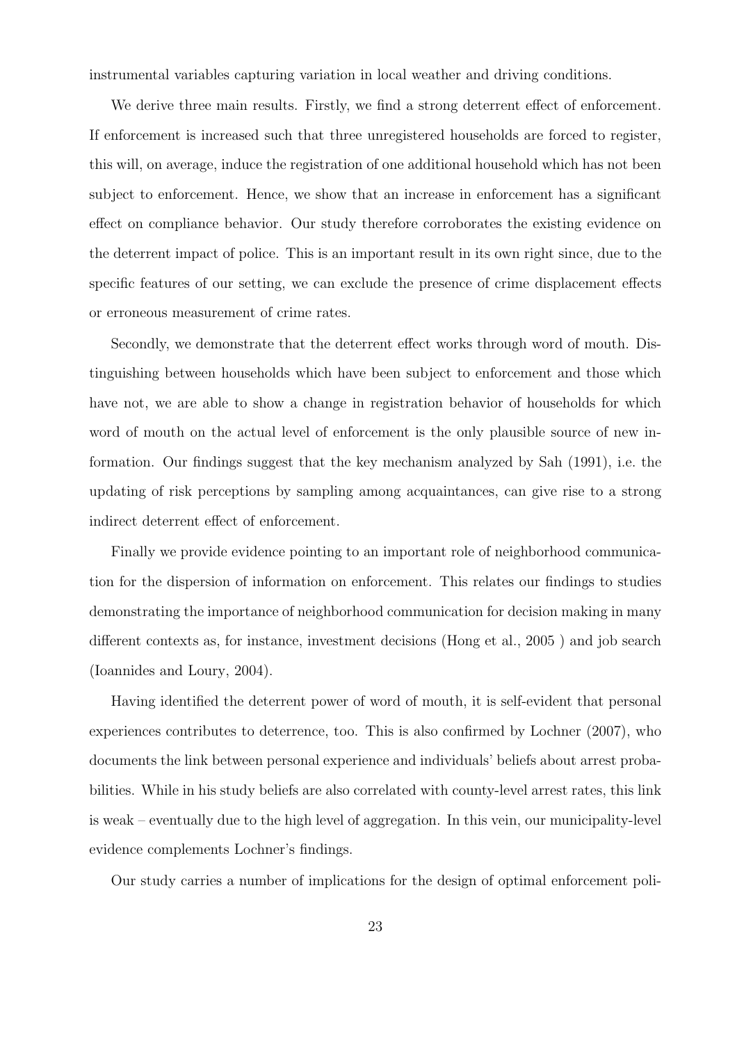instrumental variables capturing variation in local weather and driving conditions.

We derive three main results. Firstly, we find a strong deterrent effect of enforcement. If enforcement is increased such that three unregistered households are forced to register, this will, on average, induce the registration of one additional household which has not been subject to enforcement. Hence, we show that an increase in enforcement has a significant effect on compliance behavior. Our study therefore corroborates the existing evidence on the deterrent impact of police. This is an important result in its own right since, due to the specific features of our setting, we can exclude the presence of crime displacement effects or erroneous measurement of crime rates.

Secondly, we demonstrate that the deterrent effect works through word of mouth. Distinguishing between households which have been subject to enforcement and those which have not, we are able to show a change in registration behavior of households for which word of mouth on the actual level of enforcement is the only plausible source of new information. Our findings suggest that the key mechanism analyzed by Sah (1991), i.e. the updating of risk perceptions by sampling among acquaintances, can give rise to a strong indirect deterrent effect of enforcement.

Finally we provide evidence pointing to an important role of neighborhood communication for the dispersion of information on enforcement. This relates our findings to studies demonstrating the importance of neighborhood communication for decision making in many different contexts as, for instance, investment decisions (Hong et al., 2005 ) and job search (Ioannides and Loury, 2004).

Having identified the deterrent power of word of mouth, it is self-evident that personal experiences contributes to deterrence, too. This is also confirmed by Lochner (2007), who documents the link between personal experience and individuals' beliefs about arrest probabilities. While in his study beliefs are also correlated with county-level arrest rates, this link is weak – eventually due to the high level of aggregation. In this vein, our municipality-level evidence complements Lochner's findings.

Our study carries a number of implications for the design of optimal enforcement poli-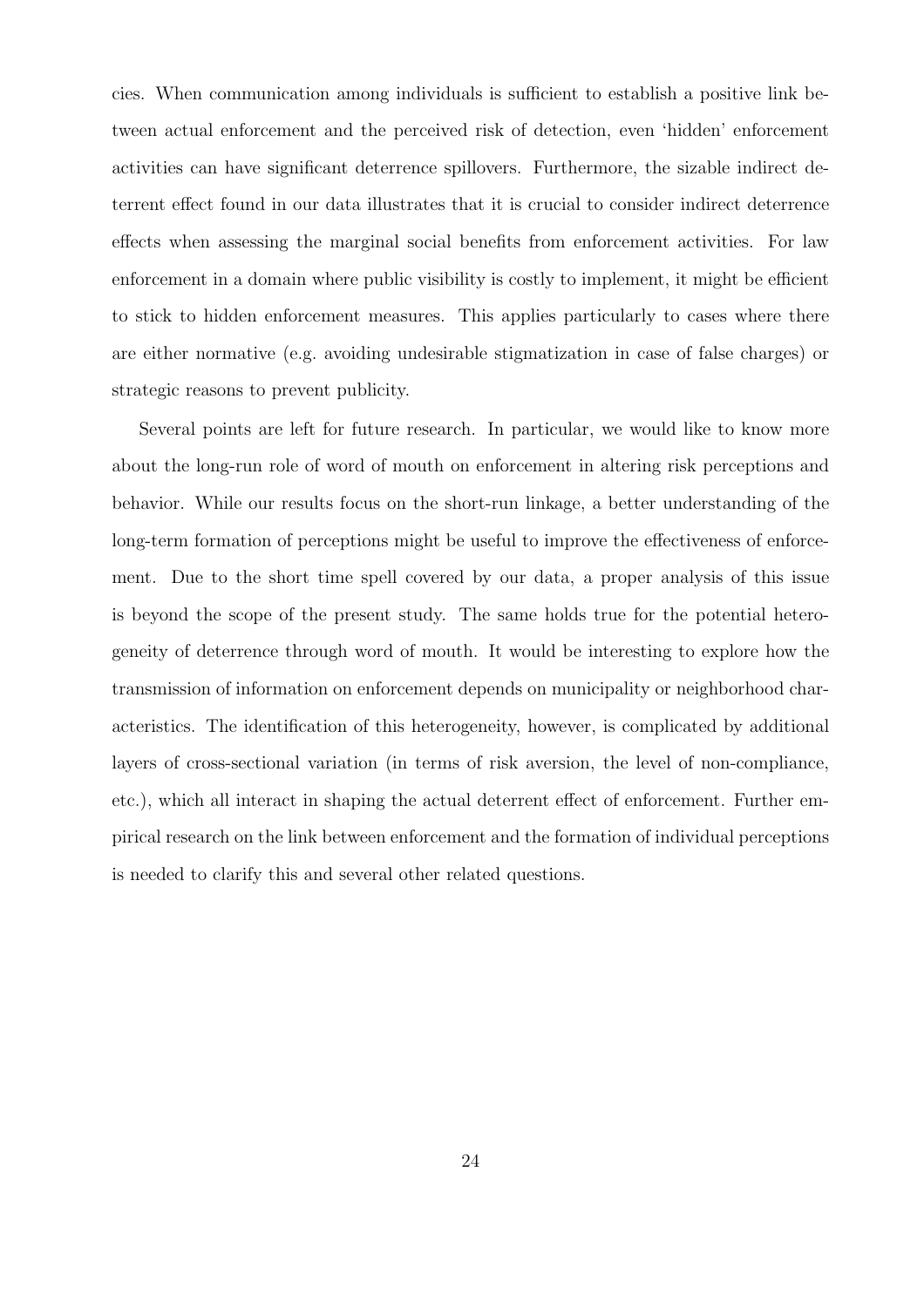cies. When communication among individuals is sufficient to establish a positive link between actual enforcement and the perceived risk of detection, even 'hidden' enforcement activities can have significant deterrence spillovers. Furthermore, the sizable indirect deterrent effect found in our data illustrates that it is crucial to consider indirect deterrence effects when assessing the marginal social benefits from enforcement activities. For law enforcement in a domain where public visibility is costly to implement, it might be efficient to stick to hidden enforcement measures. This applies particularly to cases where there are either normative (e.g. avoiding undesirable stigmatization in case of false charges) or strategic reasons to prevent publicity.

Several points are left for future research. In particular, we would like to know more about the long-run role of word of mouth on enforcement in altering risk perceptions and behavior. While our results focus on the short-run linkage, a better understanding of the long-term formation of perceptions might be useful to improve the effectiveness of enforcement. Due to the short time spell covered by our data, a proper analysis of this issue is beyond the scope of the present study. The same holds true for the potential heterogeneity of deterrence through word of mouth. It would be interesting to explore how the transmission of information on enforcement depends on municipality or neighborhood characteristics. The identification of this heterogeneity, however, is complicated by additional layers of cross-sectional variation (in terms of risk aversion, the level of non-compliance, etc.), which all interact in shaping the actual deterrent effect of enforcement. Further empirical research on the link between enforcement and the formation of individual perceptions is needed to clarify this and several other related questions.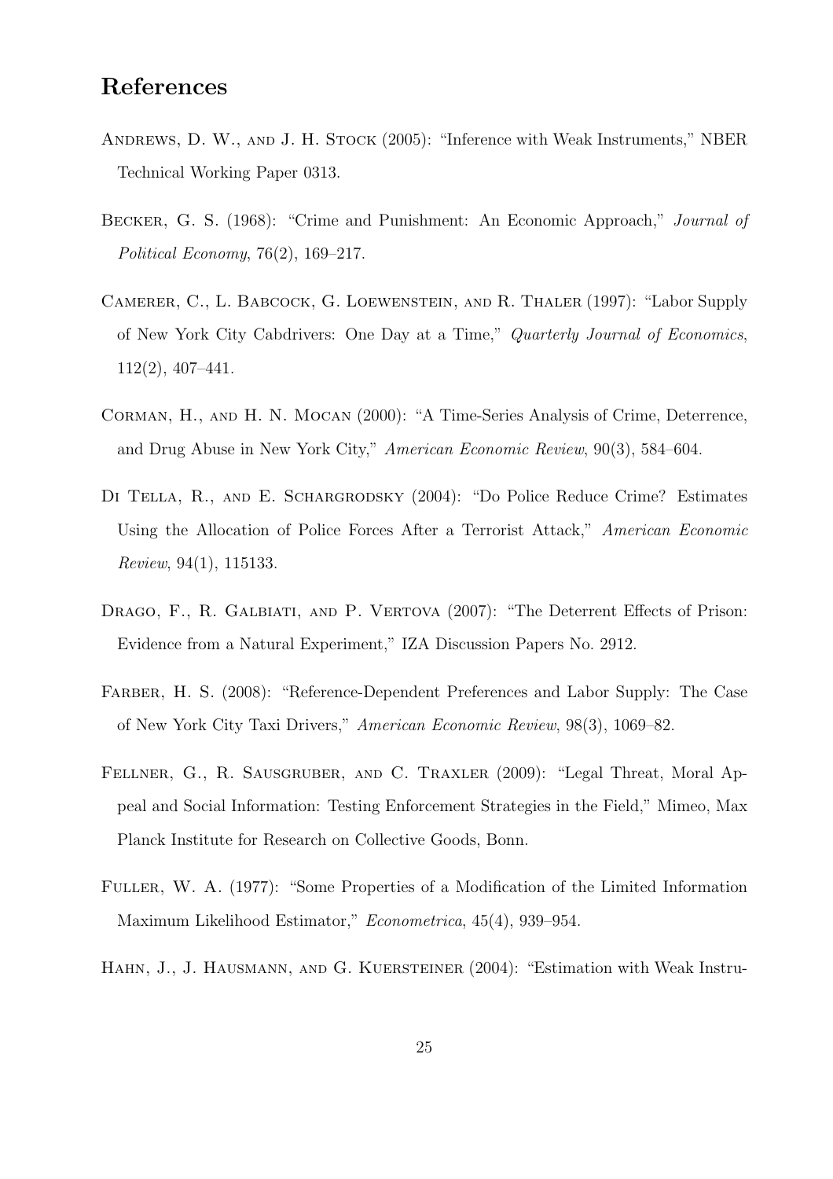## References

Andrews, D. W., and J. H. Stock (2005): "Inference with Weak Instruments," NBER Technical Working Paper 0313.

Becker, G. S. (1968): "Crime and Punishment: An Economic Approach," *Journal of Political Economy*, 76(2), 169–217.

Camerer, C., L. Babcock, G. Loewenstein, and R. Thaler (1997): "Labor Supply of New York City Cabdrivers: One Day at a Time," *Quarterly Journal of Economics*, 112(2), 407–441.

Corman, H., and H. N. Mocan (2000): "A Time-Series Analysis of Crime, Deterrence, and Drug Abuse in New York City," *American Economic Review*, 90(3), 584–604.

Di Tella, R., and E. Schargrodsky (2004): "Do Police Reduce Crime? Estimates Using the Allocation of Police Forces After a Terrorist Attack," *American Economic Review*, 94(1), 115133.

Drago, F., R. Galbiati, and P. Vertova (2007): "The Deterrent Effects of Prison: Evidence from a Natural Experiment," IZA Discussion Papers No. 2912.

Farber, H. S. (2008): "Reference-Dependent Preferences and Labor Supply: The Case of New York City Taxi Drivers," *American Economic Review*, 98(3), 1069–82.

Fellner, G., R. Sausgruber, and C. Traxler (2009): "Legal Threat, Moral Appeal and Social Information: Testing Enforcement Strategies in the Field," Mimeo, Max Planck Institute for Research on Collective Goods, Bonn.

Fuller, W. A. (1977): "Some Properties of a Modification of the Limited Information Maximum Likelihood Estimator," *Econometrica*, 45(4), 939–954.

Hahn, J., J. Hausmann, and G. Kuersteiner (2004): "Estimation with Weak Instru-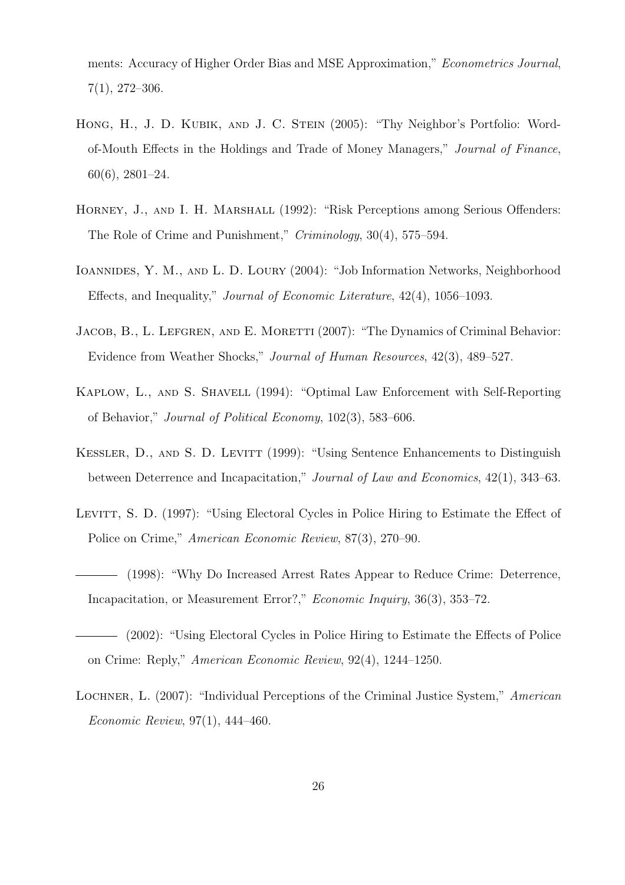ments: Accuracy of Higher Order Bias and MSE Approximation," *Econometrics Journal*, 7(1), 272–306.

Hong, H., J. D. Kubik, and J. C. Stein (2005): "Thy Neighbor's Portfolio: Word-of-Mouth Effects in the Holdings and Trade of Money Managers," *Journal of Finance*, 60(6), 2801–24.

Horney, J., and I. H. Marshall (1992): "Risk Perceptions among Serious Offenders: The Role of Crime and Punishment," *Criminology*, 30(4), 575–594.

Ioannides, Y. M., and L. D. Loury (2004): "Job Information Networks, Neighborhood Effects, and Inequality," *Journal of Economic Literature*, 42(4), 1056–1093.

Jacob, B., L. Lefgren, and E. Moretti (2007): "The Dynamics of Criminal Behavior: Evidence from Weather Shocks," *Journal of Human Resources*, 42(3), 489–527.

Kaplow, L., and S. Shavell (1994): "Optimal Law Enforcement with Self-Reporting of Behavior," *Journal of Political Economy*, 102(3), 583–606.

Kessler, D., and S. D. Levitt (1999): "Using Sentence Enhancements to Distinguish between Deterrence and Incapacitation," *Journal of Law and Economics*, 42(1), 343–63.

Levitt, S. D. (1997): "Using Electoral Cycles in Police Hiring to Estimate the Effect of Police on Crime," *American Economic Review*, 87(3), 270–90.

——— (1998): "Why Do Increased Arrest Rates Appear to Reduce Crime: Deterrence, Incapacitation, or Measurement Error?," *Economic Inquiry*, 36(3), 353–72.

——— (2002): "Using Electoral Cycles in Police Hiring to Estimate the Effects of Police on Crime: Reply," *American Economic Review*, 92(4), 1244–1250.

Lochner, L. (2007): "Individual Perceptions of the Criminal Justice System," *American Economic Review*, 97(1), 444–460.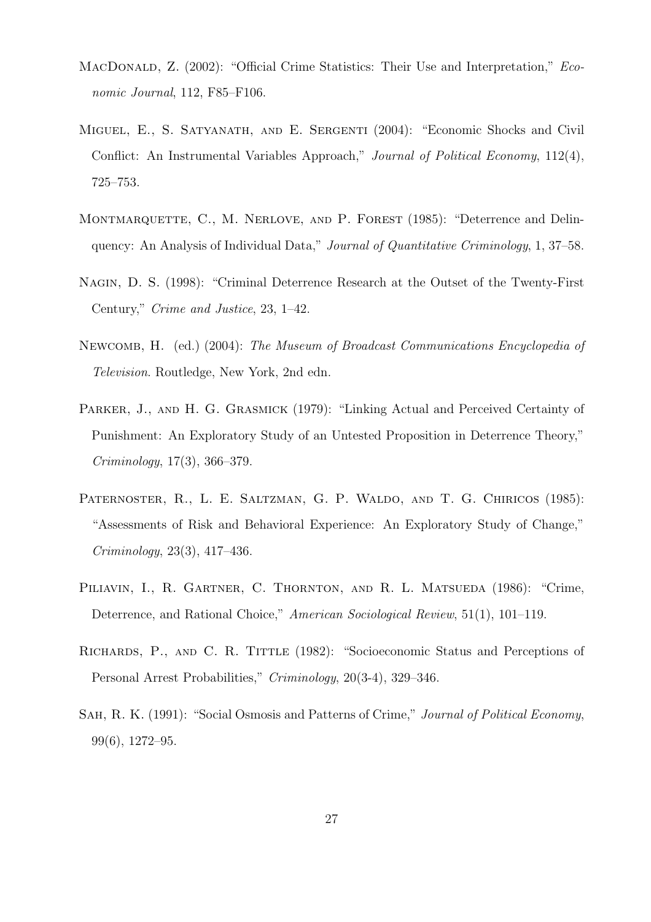MacDonald, Z. (2002): "Official Crime Statistics: Their Use and Interpretation," *Economic Journal*, 112, F85–F106.

Miguel, E., S. Satyanath, and E. Sergenti (2004): "Economic Shocks and Civil Conflict: An Instrumental Variables Approach," *Journal of Political Economy*, 112(4), 725–753.

Montmarquette, C., M. Nerlove, and P. Forest (1985): "Deterrence and Delinquency: An Analysis of Individual Data," *Journal of Quantitative Criminology*, 1, 37–58.

Nagin, D. S. (1998): "Criminal Deterrence Research at the Outset of the Twenty-First Century," *Crime and Justice*, 23, 1–42.

Newcomb, H. (ed.) (2004): *The Museum of Broadcast Communications Encyclopedia of Television*. Routledge, New York, 2nd edn.

Parker, J., and H. G. Grasmick (1979): "Linking Actual and Perceived Certainty of Punishment: An Exploratory Study of an Untested Proposition in Deterrence Theory," *Criminology*, 17(3), 366–379.

Paternoster, R., L. E. Saltzman, G. P. Waldo, and T. G. Chiricos (1985): "Assessments of Risk and Behavioral Experience: An Exploratory Study of Change," *Criminology*, 23(3), 417–436.

Piliavin, I., R. Gartner, C. Thornton, and R. L. Matsueda (1986): "Crime, Deterrence, and Rational Choice," *American Sociological Review*, 51(1), 101–119.

Richards, P., and C. R. Tittle (1982): "Socioeconomic Status and Perceptions of Personal Arrest Probabilities," *Criminology*, 20(3-4), 329–346.

Sah, R. K. (1991): "Social Osmosis and Patterns of Crime," *Journal of Political Economy*, 99(6), 1272–95.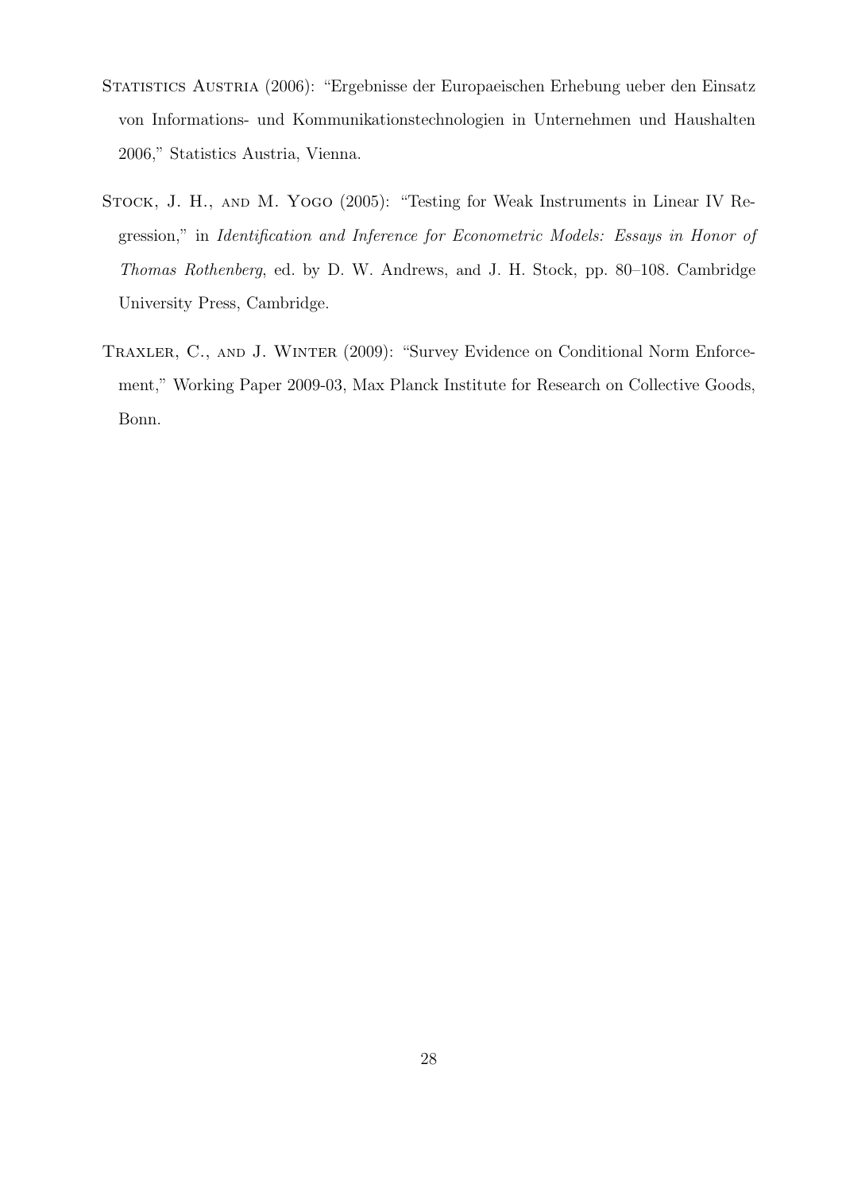Statistics Austria (2006): "Ergebnisse der Europaeischen Erhebung ueber den Einsatz von Informations- und Kommunikationstechnologien in Unternehmen und Haushalten 2006," Statistics Austria, Vienna.

Stock, J. H., and M. Yogo (2005): "Testing for Weak Instruments in Linear IV Regression," in *Identification and Inference for Econometric Models: Essays in Honor of Thomas Rothenberg*, ed. by D. W. Andrews, and J. H. Stock, pp. 80–108. Cambridge University Press, Cambridge.

Traxler, C., and J. Winter (2009): "Survey Evidence on Conditional Norm Enforcement," Working Paper 2009-03, Max Planck Institute for Research on Collective Goods, Bonn.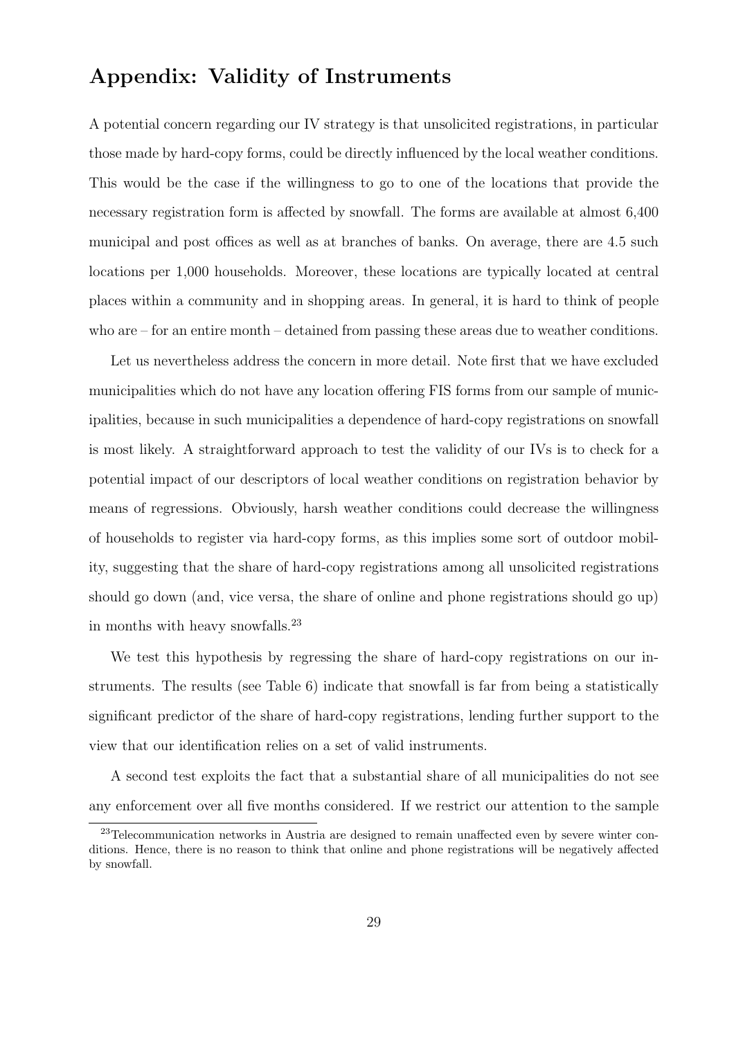## Appendix: Validity of Instruments

A potential concern regarding our IV strategy is that unsolicited registrations, in particular those made by hard-copy forms, could be directly influenced by the local weather conditions. This would be the case if the willingness to go to one of the locations that provide the necessary registration form is affected by snowfall. The forms are available at almost 6,400 municipal and post offices as well as at branches of banks. On average, there are 4.5 such locations per 1,000 households. Moreover, these locations are typically located at central places within a community and in shopping areas. In general, it is hard to think of people who are – for an entire month – detained from passing these areas due to weather conditions.

Let us nevertheless address the concern in more detail. Note first that we have excluded municipalities which do not have any location offering FIS forms from our sample of municipalities, because in such municipalities a dependence of hard-copy registrations on snowfall is most likely. A straightforward approach to test the validity of our IVs is to check for a potential impact of our descriptors of local weather conditions on registration behavior by means of regressions. Obviously, harsh weather conditions could decrease the willingness of households to register via hard-copy forms, as this implies some sort of outdoor mobility, suggesting that the share of hard-copy registrations among all unsolicited registrations should go down (and, vice versa, the share of online and phone registrations should go up) in months with heavy snowfalls.[23]

We test this hypothesis by regressing the share of hard-copy registrations on our instruments. The results (see Table 6) indicate that snowfall is far from being a statistically significant predictor of the share of hard-copy registrations, lending further support to the view that our identification relies on a set of valid instruments.

A second test exploits the fact that a substantial share of all municipalities do not see any enforcement over all five months considered. If we restrict our attention to the sample

[23] Telecommunication networks in Austria are designed to remain unaffected even by severe winter conditions. Hence, there is no reason to think that online and phone registrations will be negatively affected by snowfall.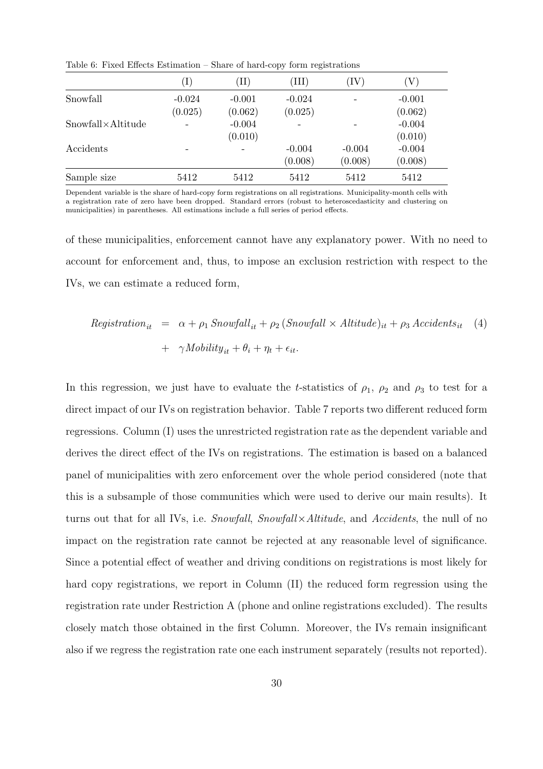Table 6: Fixed Effects Estimation – Share of hard-copy form registrations

| | (I) | (II) | (III) | (IV) | (V) |
|---|---|---|---|---|---|
| Snowfall | -0.024 | -0.001 | -0.024 | - | -0.001 |
| | (0.025) | (0.062) | (0.025) | | (0.062) |
| Snowfall×Altitude | - | -0.004 | - | - | -0.004 |
| | | (0.010) | | | (0.010) |
| Accidents | - | - | -0.004 | -0.004 | -0.004 |
| | | | (0.008) | (0.008) | (0.008) |
| Sample size | 5412 | 5412 | 5412 | 5412 | 5412 |

Dependent variable is the share of hard-copy form registrations on all registrations. Municipality-month cells with a registration rate of zero have been dropped. Standard errors (robust to heteroscedasticity and clustering on municipalities) in parentheses. All estimations include a full series of period effects.

of these municipalities, enforcement cannot have any explanatory power. With no need to account for enforcement and, thus, to impose an exclusion restriction with respect to the IVs, we can estimate a reduced form,

$$
\begin{aligned}
Registration_{it} &= \alpha + \rho_1 \, Snowfall_{it} + \rho_2 \, (Snowfall \times Altitude)_{it} + \rho_3 \, Accidents_{it} \quad (4) \\
&+ \gamma Mobility_{it} + \theta_i + \eta_t + \epsilon_{it}.
\end{aligned}
$$

In this regression, we just have to evaluate the $t$-statistics of $\rho_1$, $\rho_2$ and $\rho_3$ to test for a direct impact of our IVs on registration behavior. Table 7 reports two different reduced form regressions. Column (I) uses the unrestricted registration rate as the dependent variable and derives the direct effect of the IVs on registrations. The estimation is based on a balanced panel of municipalities with zero enforcement over the whole period considered (note that this is a subsample of those communities which were used to derive our main results). It turns out that for all IVs, i.e. *Snowfall*, *Snowfall×Altitude*, and *Accidents*, the null of no impact on the registration rate cannot be rejected at any reasonable level of significance. Since a potential effect of weather and driving conditions on registrations is most likely for hard copy registrations, we report in Column (II) the reduced form regression using the registration rate under Restriction A (phone and online registrations excluded). The results closely match those obtained in the first Column. Moreover, the IVs remain insignificant also if we regress the registration rate one each instrument separately (results not reported).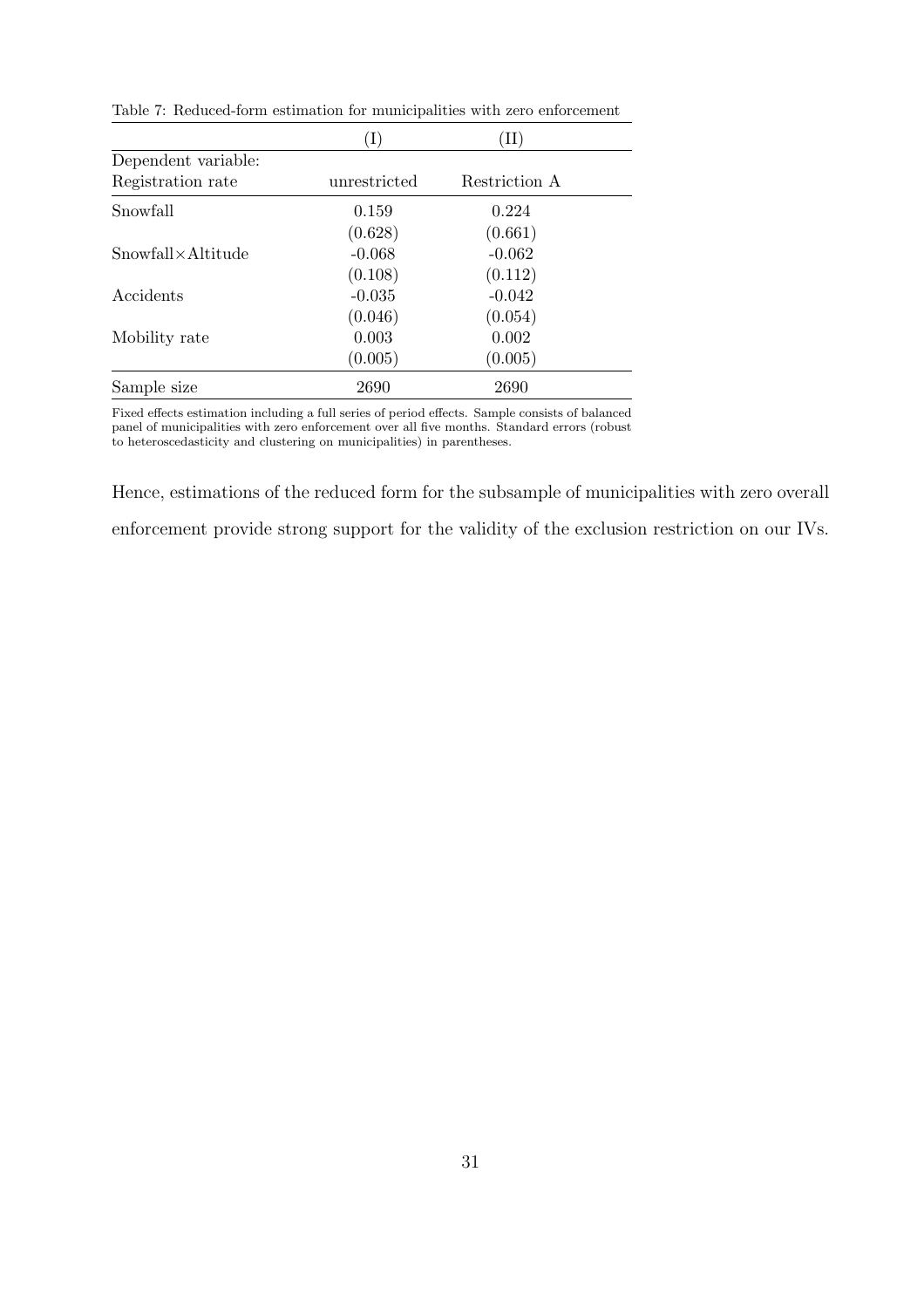Table 7: Reduced-form estimation for municipalities with zero enforcement

| | (I) | (II) |
|---|---|---|
| Dependent variable: Registration rate | unrestricted | Restriction A |
| Snowfall | 0.159 | 0.224 |
| | (0.628) | (0.661) |
| Snowfall×Altitude | -0.068 | -0.062 |
| | (0.108) | (0.112) |
| Accidents | -0.035 | -0.042 |
| | (0.046) | (0.054) |
| Mobility rate | 0.003 | 0.002 |
| | (0.005) | (0.005) |
| Sample size | 2690 | 2690 |

Fixed effects estimation including a full series of period effects. Sample consists of balanced panel of municipalities with zero enforcement over all five months. Standard errors (robust to heteroscedasticity and clustering on municipalities) in parentheses.

Hence, estimations of the reduced form for the subsample of municipalities with zero overall enforcement provide strong support for the validity of the exclusion restriction on our IVs.